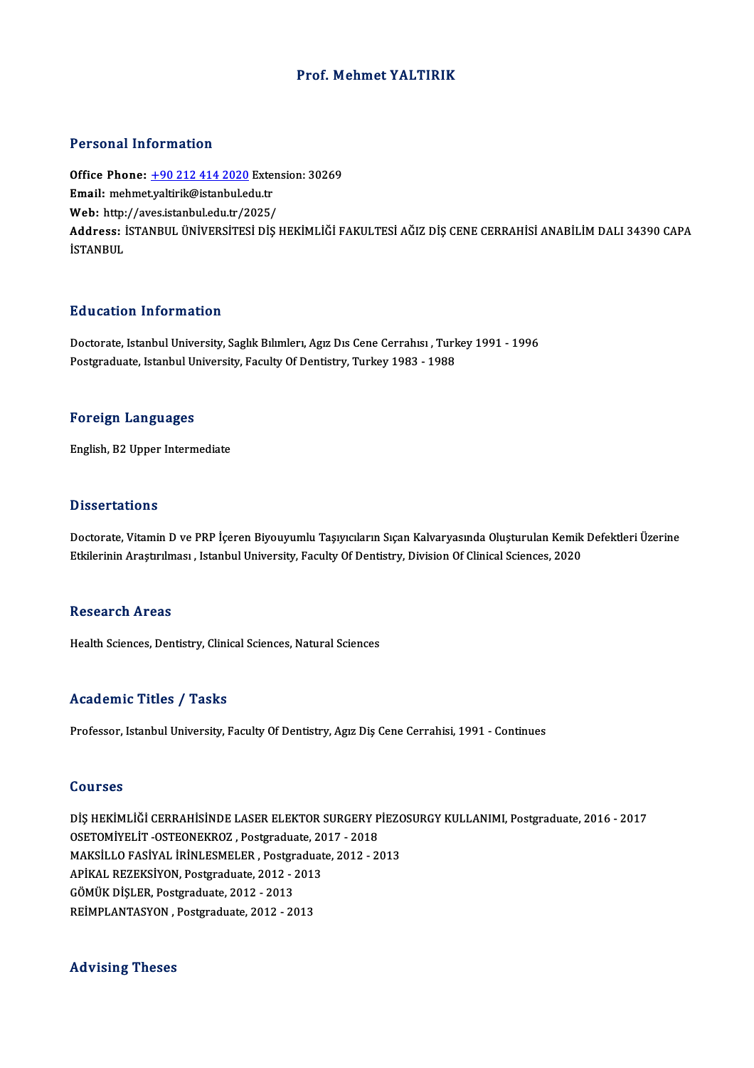# Prof. Mehmet YALTIRIK

## Personal Information

**Office Phone:** +90 212 414 2020 Extension: 30269
**Email:** mehmet.yaltirik@istanbul.edu.tr
**Web:** http://aves.istanbul.edu.tr/2025/
**Address:** İSTANBUL ÜNİVERSİTESİ DİŞ HEKİMLİĞİ FAKULTESİ AĞIZ DİŞ CENE CERRAHİSİ ANABİLİM DALI 34390 CAPA İSTANBUL

## Education Information

Doctorate, Istanbul University, Saglık Bılımlerı, Agız Dıs Cene Cerrahısı , Turkey 1991 - 1996
Postgraduate, Istanbul University, Faculty Of Dentistry, Turkey 1983 - 1988

## Foreign Languages

English, B2 Upper Intermediate

## Dissertations

Doctorate, Vitamin D ve PRP İçeren Biyouyumlu Taşıyıcıların Sıçan Kalvaryasında Oluşturulan Kemik Defektleri Üzerine Etkilerinin Araştırılması , Istanbul University, Faculty Of Dentistry, Division Of Clinical Sciences, 2020

## Research Areas

Health Sciences, Dentistry, Clinical Sciences, Natural Sciences

## Academic Titles / Tasks

Professor, Istanbul University, Faculty Of Dentistry, Agız Diş Cene Cerrahisi, 1991 - Continues

## Courses

DİŞ HEKİMLİĞİ CERRAHİSİNDE LASER ELEKTOR SURGERY PİEZOSURGY KULLANIMI, Postgraduate, 2016 - 2017
OSETOMİYELİT -OSTEONEKROZ , Postgraduate, 2017 - 2018
MAKSİLLO FASİYAL İRİNLESMELER , Postgraduate, 2012 - 2013
APİKAL REZEKSİYON, Postgraduate, 2012 - 2013
GÖMÜK DİŞLER, Postgraduate, 2012 - 2013
REİMPLANTASYON , Postgraduate, 2012 - 2013

## Advising Theses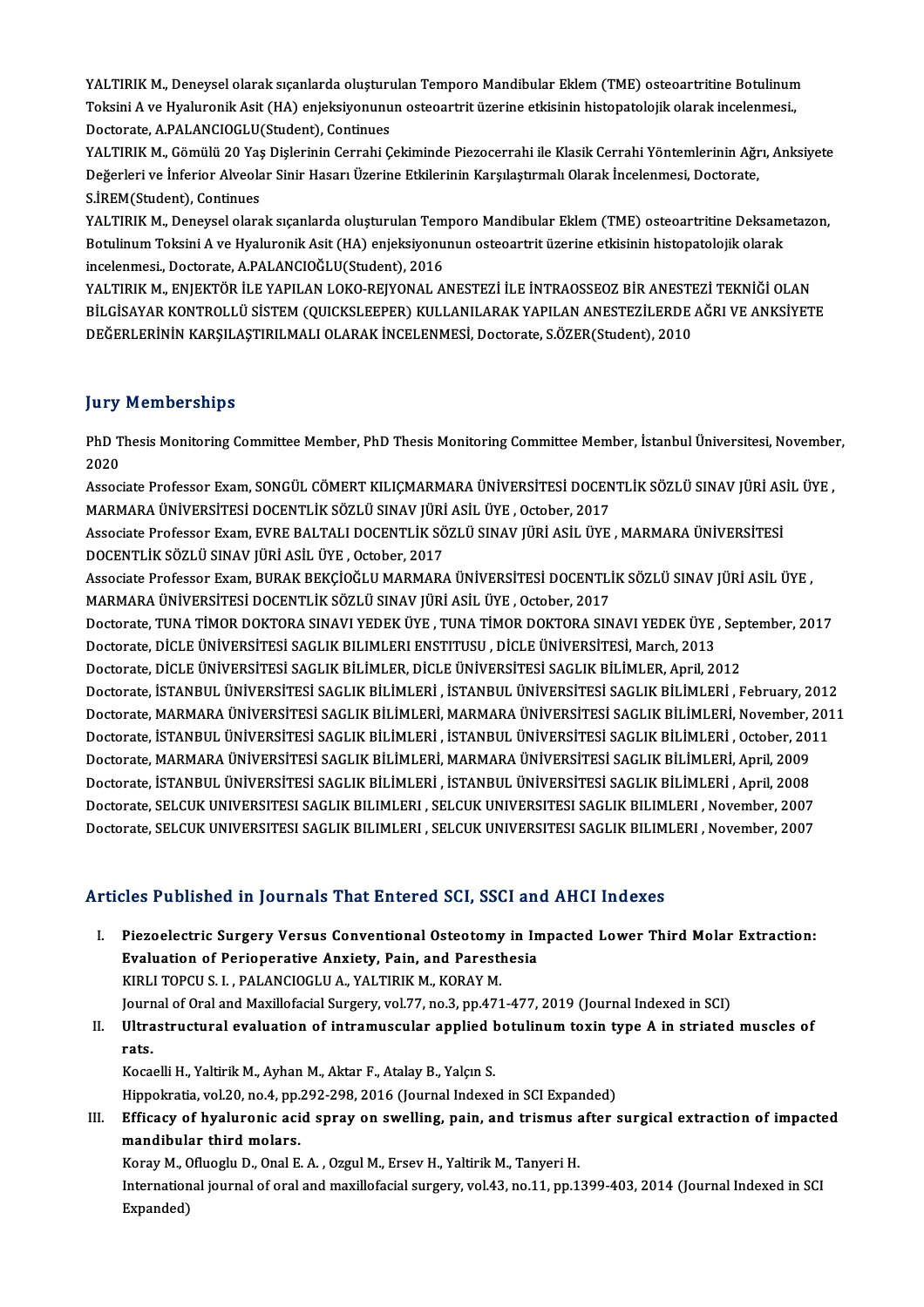YALTIRIK M., Deneysel olarak sıçanlarda oluşturulan Temporo Mandibular Eklem (TME) osteoartritine Botulinum Toksini A ve Hyaluronik Asit (HA) enjeksiyonunun osteoartrit üzerine etkisinin histopatolojik olarak incelenmesi., Doctorate, A.PALANCIOGLU(Student), Continues

YALTIRIK M., Gömülü 20 Yaş Dişlerinin Cerrahi Çekiminde Piezocerrahi ile Klasik Cerrahi Yöntemlerinin Ağrı, Anksiyete Değerleri ve İnferior Alveolar Sinir Hasarı Üzerine Etkilerinin Karşılaştırmalı Olarak İncelenmesi, Doctorate, S.İREM(Student), Continues

YALTIRIK M., Deneysel olarak sıçanlarda oluşturulan Temporo Mandibular Eklem (TME) osteoartritine Deksametazon, Botulinum Toksini A ve Hyaluronik Asit (HA) enjeksiyonunun osteoartrit üzerine etkisinin histopatolojik olarak incelenmesi., Doctorate, A.PALANCIOĞLU(Student), 2016

YALTIRIK M., ENJEKTÖR İLE YAPILAN LOKO-REJYONAL ANESTEZİ İLE İNTRAOSSEOZ BİR ANESTEZİ TEKNİĞİ OLAN BİLGİSAYAR KONTROLLÜ SİSTEM (QUICKSLEEPER) KULLANILARAK YAPILAN ANESTEZİLERDE AĞRI VE ANKSİYETE DEĞERLERİNİN KARŞILAŞTIRILMALI OLARAK İNCELENMESİ, Doctorate, S.ÖZER(Student), 2010

## Jury Memberships

PhD Thesis Monitoring Committee Member, PhD Thesis Monitoring Committee Member, İstanbul Üniversitesi, November, 2020

Associate Professor Exam, SONGÜL CÖMERT KILIÇMARMARA ÜNİVERSİTESİ DOCENTLİK SÖZLÜ SINAV JÜRİ ASİL ÜYE , MARMARA ÜNİVERSİTESİ DOCENTLİK SÖZLÜ SINAV JÜRİ ASİL ÜYE , October, 2017

Associate Professor Exam, EVRE BALTALI DOCENTLİK SÖZLÜ SINAV JÜRİ ASİL ÜYE , MARMARA ÜNİVERSİTESİ DOCENTLİK SÖZLÜ SINAV JÜRİ ASİL ÜYE , October, 2017

Associate Professor Exam, BURAK BEKÇİOĞLU MARMARA ÜNİVERSİTESİ DOCENTLİK SÖZLÜ SINAV JÜRİ ASİL ÜYE , MARMARA ÜNİVERSİTESİ DOCENTLİK SÖZLÜ SINAV JÜRİ ASİL ÜYE , October, 2017

Doctorate, TUNA TİMOR DOKTORA SINAVI YEDEK ÜYE , TUNA TİMOR DOKTORA SINAVI YEDEK ÜYE , September, 2017

Doctorate, DİCLE ÜNİVERSİTESİ SAGLIK BILIMLERI ENSTITUSU , DİCLE ÜNİVERSİTESİ, March, 2013

Doctorate, DİCLE ÜNİVERSİTESİ SAGLIK BİLİMLER, DİCLE ÜNİVERSİTESİ SAGLIK BİLİMLER, April, 2012

Doctorate, İSTANBUL ÜNİVERSİTESİ SAGLIK BİLİMLERİ , İSTANBUL ÜNİVERSİTESİ SAGLIK BİLİMLERİ , February, 2012

Doctorate, MARMARA ÜNİVERSİTESİ SAGLIK BİLİMLERİ, MARMARA ÜNİVERSİTESİ SAGLIK BİLİMLERİ, November, 2011

Doctorate, İSTANBUL ÜNİVERSİTESİ SAGLIK BİLİMLERİ , İSTANBUL ÜNİVERSİTESİ SAGLIK BİLİMLERİ , October, 2011

Doctorate, MARMARA ÜNİVERSİTESİ SAGLIK BİLİMLERİ, MARMARA ÜNİVERSİTESİ SAGLIK BİLİMLERİ, April, 2009

Doctorate, İSTANBUL ÜNİVERSİTESİ SAGLIK BİLİMLERİ , İSTANBUL ÜNİVERSİTESİ SAGLIK BİLİMLERİ , April, 2008

Doctorate, SELCUK UNIVERSITESI SAGLIK BILIMLERI , SELCUK UNIVERSITESI SAGLIK BILIMLERI , November, 2007

Doctorate, SELCUK UNIVERSITESI SAGLIK BILIMLERI , SELCUK UNIVERSITESI SAGLIK BILIMLERI , November, 2007

## Articles Published in Journals That Entered SCI, SSCI and AHCI Indexes

I. **Piezoelectric Surgery Versus Conventional Osteotomy in Impacted Lower Third Molar Extraction: Evaluation of Perioperative Anxiety, Pain, and Paresthesia**
   KIRLI TOPCU S. I. , PALANCIOGLU A., YALTIRIK M., KORAY M.
   Journal of Oral and Maxillofacial Surgery, vol.77, no.3, pp.471-477, 2019 (Journal Indexed in SCI)

II. **Ultrastructural evaluation of intramuscular applied botulinum toxin type A in striated muscles of rats.**
   Kocaelli H., Yaltirik M., Ayhan M., Aktar F., Atalay B., Yalçın S.
   Hippokratia, vol.20, no.4, pp.292-298, 2016 (Journal Indexed in SCI Expanded)

III. **Efficacy of hyaluronic acid spray on swelling, pain, and trismus after surgical extraction of impacted mandibular third molars.**
   Koray M., Ofluoglu D., Onal E. A. , Ozgul M., Ersev H., Yaltirik M., Tanyeri H.
   International journal of oral and maxillofacial surgery, vol.43, no.11, pp.1399-403, 2014 (Journal Indexed in SCI Expanded)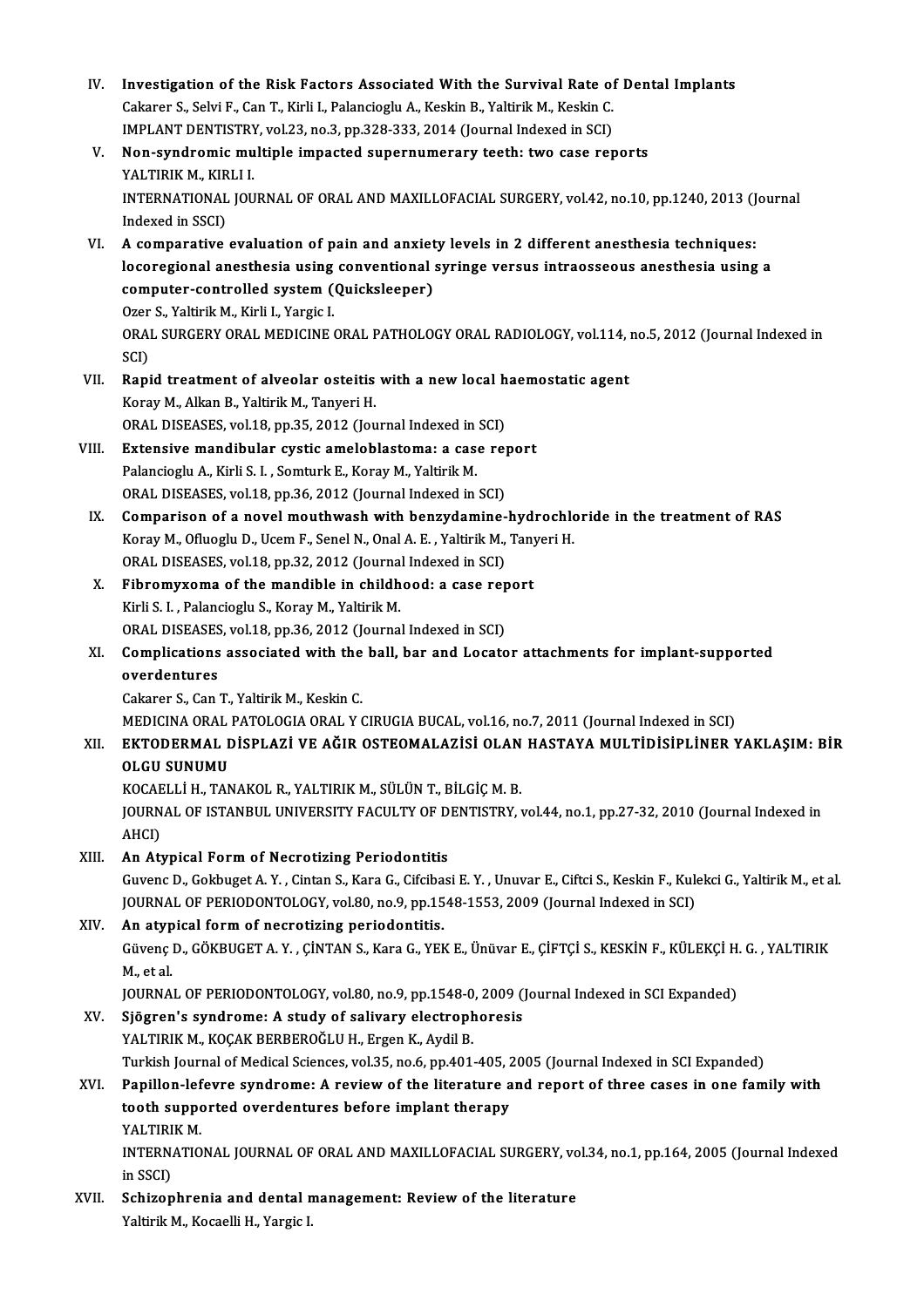IV. **Investigation of the Risk Factors Associated With the Survival Rate of Dental Implants**
Cakarer S., Selvi F., Can T., Kirli I., Palancioglu A., Keskin B., Yaltirik M., Keskin C.
IMPLANT DENTISTRY, vol.23, no.3, pp.328-333, 2014 (Journal Indexed in SCI)

V. **Non-syndromic multiple impacted supernumerary teeth: two case reports**
YALTIRIK M., KIRLI I.
INTERNATIONAL JOURNAL OF ORAL AND MAXILLOFACIAL SURGERY, vol.42, no.10, pp.1240, 2013 (Journal Indexed in SSCI)

VI. **A comparative evaluation of pain and anxiety levels in 2 different anesthesia techniques: locoregional anesthesia using conventional syringe versus intraosseous anesthesia using a computer-controlled system (Quicksleeper)**
Ozer S., Yaltirik M., Kirli I., Yargic I.
ORAL SURGERY ORAL MEDICINE ORAL PATHOLOGY ORAL RADIOLOGY, vol.114, no.5, 2012 (Journal Indexed in SCI)

VII. **Rapid treatment of alveolar osteitis with a new local haemostatic agent**
Koray M., Alkan B., Yaltirik M., Tanyeri H.
ORAL DISEASES, vol.18, pp.35, 2012 (Journal Indexed in SCI)

VIII. **Extensive mandibular cystic ameloblastoma: a case report**
Palancioglu A., Kirli S. I. , Somturk E., Koray M., Yaltirik M.
ORAL DISEASES, vol.18, pp.36, 2012 (Journal Indexed in SCI)

IX. **Comparison of a novel mouthwash with benzydamine-hydrochloride in the treatment of RAS**
Koray M., Ofluoglu D., Ucem F., Senel N., Onal A. E. , Yaltirik M., Tanyeri H.
ORAL DISEASES, vol.18, pp.32, 2012 (Journal Indexed in SCI)

X. **Fibromyxoma of the mandible in childhood: a case report**
Kirli S. I. , Palancioglu S., Koray M., Yaltirik M.
ORAL DISEASES, vol.18, pp.36, 2012 (Journal Indexed in SCI)

XI. **Complications associated with the ball, bar and Locator attachments for implant-supported overdentures**
Cakarer S., Can T., Yaltirik M., Keskin C.
MEDICINA ORAL PATOLOGIA ORAL Y CIRUGIA BUCAL, vol.16, no.7, 2011 (Journal Indexed in SCI)

XII. **EKTODERMAL DİSPLAZİ VE AĞIR OSTEOMALAZİSİ OLAN HASTAYA MULTİDİSİPLİNER YAKLAŞIM: BİR OLGU SUNUMU**
KOCAELLİ H., TANAKOL R., YALTIRIK M., SÜLÜN T., BİLGİÇ M. B.
JOURNAL OF ISTANBUL UNIVERSITY FACULTY OF DENTISTRY, vol.44, no.1, pp.27-32, 2010 (Journal Indexed in AHCI)

XIII. **An Atypical Form of Necrotizing Periodontitis**
Guvenc D., Gokbuget A. Y. , Cintan S., Kara G., Cifcibasi E. Y. , Unuvar E., Ciftci S., Keskin F., Kulekci G., Yaltirik M., et al.
JOURNAL OF PERIODONTOLOGY, vol.80, no.9, pp.1548-1553, 2009 (Journal Indexed in SCI)

XIV. **An atypical form of necrotizing periodontitis.**
Güvenç D., GÖKBUGET A. Y. , ÇİNTAN S., Kara G., YEK E., Ünüvar E., ÇİFTÇİ S., KESKİN F., KÜLEKÇİ H. G. , YALTIRIK M., et al.
JOURNAL OF PERIODONTOLOGY, vol.80, no.9, pp.1548-0, 2009 (Journal Indexed in SCI Expanded)

XV. **Sjögren's syndrome: A study of salivary electrophoresis**
YALTIRIK M., KOÇAK BERBEROĞLU H., Ergen K., Aydil B.
Turkish Journal of Medical Sciences, vol.35, no.6, pp.401-405, 2005 (Journal Indexed in SCI Expanded)

XVI. **Papillon-lefevre syndrome: A review of the literature and report of three cases in one family with tooth supported overdentures before implant therapy**
YALTIRIK M.
INTERNATIONAL JOURNAL OF ORAL AND MAXILLOFACIAL SURGERY, vol.34, no.1, pp.164, 2005 (Journal Indexed in SSCI)

XVII. **Schizophrenia and dental management: Review of the literature**
Yaltirik M., Kocaelli H., Yargic I.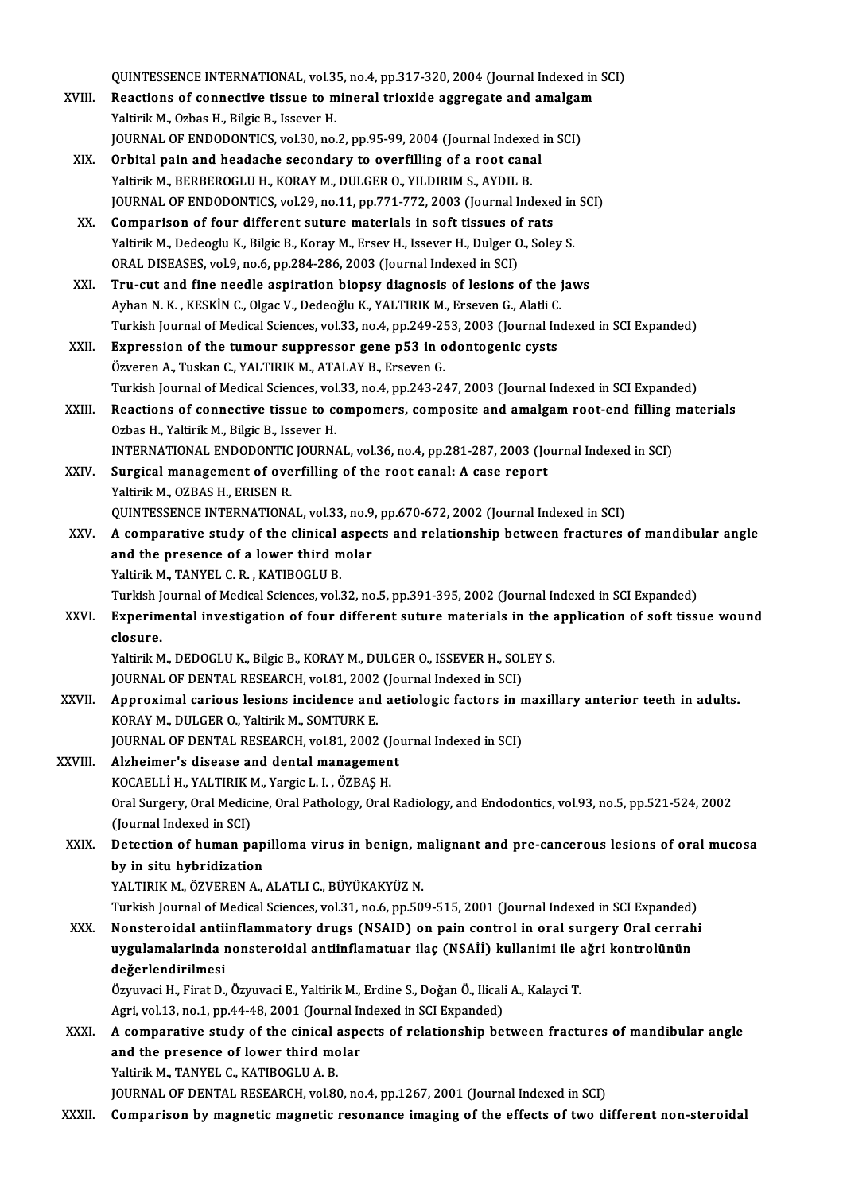QUINTESSENCE INTERNATIONAL, vol.35, no.4, pp.317-320, 2004 (Journal Indexed in SCI)

XVIII. **Reactions of connective tissue to mineral trioxide aggregate and amalgam**
Yaltirik M., Ozbas H., Bilgic B., Issever H.
JOURNAL OF ENDODONTICS, vol.30, no.2, pp.95-99, 2004 (Journal Indexed in SCI)

XIX. **Orbital pain and headache secondary to overfilling of a root canal**
Yaltirik M., BERBEROGLU H., KORAY M., DULGER O., YILDIRIM S., AYDIL B.
JOURNAL OF ENDODONTICS, vol.29, no.11, pp.771-772, 2003 (Journal Indexed in SCI)

XX. **Comparison of four different suture materials in soft tissues of rats**
Yaltirik M., Dedeoglu K., Bilgic B., Koray M., Ersev H., Issever H., Dulger O., Soley S.
ORAL DISEASES, vol.9, no.6, pp.284-286, 2003 (Journal Indexed in SCI)

XXI. **Tru-cut and fine needle aspiration biopsy diagnosis of lesions of the jaws**
Ayhan N. K. , KESKİN C., Olgac V., Dedeoğlu K., YALTIRIK M., Erseven G., Alatli C.
Turkish Journal of Medical Sciences, vol.33, no.4, pp.249-253, 2003 (Journal Indexed in SCI Expanded)

XXII. **Expression of the tumour suppressor gene p53 in odontogenic cysts**
Özveren A., Tuskan C., YALTIRIK M., ATALAY B., Erseven G.
Turkish Journal of Medical Sciences, vol.33, no.4, pp.243-247, 2003 (Journal Indexed in SCI Expanded)

XXIII. **Reactions of connective tissue to compomers, composite and amalgam root-end filling materials**
Ozbas H., Yaltirik M., Bilgic B., Issever H.
INTERNATIONAL ENDODONTIC JOURNAL, vol.36, no.4, pp.281-287, 2003 (Journal Indexed in SCI)

XXIV. **Surgical management of overfilling of the root canal: A case report**
Yaltirik M., OZBAS H., ERISEN R.
QUINTESSENCE INTERNATIONAL, vol.33, no.9, pp.670-672, 2002 (Journal Indexed in SCI)

XXV. **A comparative study of the clinical aspects and relationship between fractures of mandibular angle and the presence of a lower third molar**
Yaltirik M., TANYEL C. R. , KATIBOGLU B.
Turkish Journal of Medical Sciences, vol.32, no.5, pp.391-395, 2002 (Journal Indexed in SCI Expanded)

XXVI. **Experimental investigation of four different suture materials in the application of soft tissue wound closure.**
Yaltirik M., DEDOGLU K., Bilgic B., KORAY M., DULGER O., ISSEVER H., SOLEY S.
JOURNAL OF DENTAL RESEARCH, vol.81, 2002 (Journal Indexed in SCI)

XXVII. **Approximal carious lesions incidence and aetiologic factors in maxillary anterior teeth in adults.**
KORAY M., DULGER O., Yaltirik M., SOMTURK E.
JOURNAL OF DENTAL RESEARCH, vol.81, 2002 (Journal Indexed in SCI)

XXVIII. **Alzheimer's disease and dental management**
KOCAELLİ H., YALTIRIK M., Yargic L. I. , ÖZBAŞ H.
Oral Surgery, Oral Medicine, Oral Pathology, Oral Radiology, and Endodontics, vol.93, no.5, pp.521-524, 2002 (Journal Indexed in SCI)

XXIX. **Detection of human papilloma virus in benign, malignant and pre-cancerous lesions of oral mucosa by in situ hybridization**
YALTIRIK M., ÖZVEREN A., ALATLI C., BÜYÜKAKYÜZ N.
Turkish Journal of Medical Sciences, vol.31, no.6, pp.509-515, 2001 (Journal Indexed in SCI Expanded)

XXX. **Nonsteroidal antiinflammatory drugs (NSAID) on pain control in oral surgery Oral cerrahi uygulamalarinda nonsteroidal antiinflamatuar ilaç (NSAİİ) kullanimi ile ağri kontrolünün değerlendirilmesi**
Özyuvaci H., Firat D., Özyuvaci E., Yaltirik M., Erdine S., Doğan Ö., Ilicali A., Kalayci T.
Agri, vol.13, no.1, pp.44-48, 2001 (Journal Indexed in SCI Expanded)

XXXI. **A comparative study of the cinical aspects of relationship between fractures of mandibular angle and the presence of lower third molar**
Yaltirik M., TANYEL C., KATIBOGLU A. B.
JOURNAL OF DENTAL RESEARCH, vol.80, no.4, pp.1267, 2001 (Journal Indexed in SCI)

XXXII. **Comparison by magnetic magnetic resonance imaging of the effects of two different non-steroidal**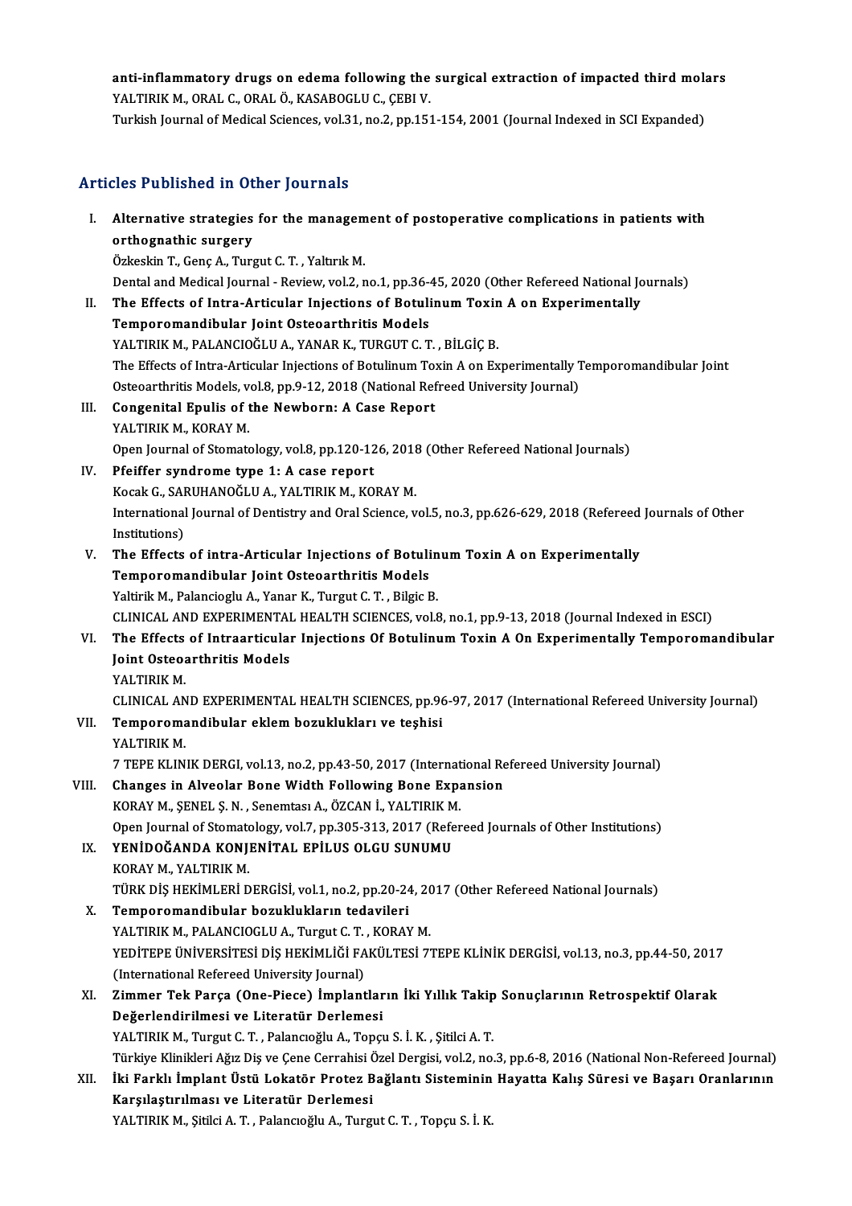**anti-inflammatory drugs on edema following the surgical extraction of impacted third molars**
YALTIRIK M., ORAL C., ORAL Ö., KASABOGLU C., ÇEBI V.
Turkish Journal of Medical Sciences, vol.31, no.2, pp.151-154, 2001 (Journal Indexed in SCI Expanded)

## Articles Published in Other Journals

I. **Alternative strategies for the management of postoperative complications in patients with orthognathic surgery**
Özkeskin T., Genç A., Turgut C. T. , Yaltırık M.
Dental and Medical Journal - Review, vol.2, no.1, pp.36-45, 2020 (Other Refereed National Journals)

II. **The Effects of Intra-Articular Injections of Botulinum Toxin A on Experimentally Temporomandibular Joint Osteoarthritis Models**
YALTIRIK M., PALANCIOĞLU A., YANAR K., TURGUT C. T. , BİLGİÇ B.
The Effects of Intra-Articular Injections of Botulinum Toxin A on Experimentally Temporomandibular Joint Osteoarthritis Models, vol.8, pp.9-12, 2018 (National Refreed University Journal)

III. **Congenital Epulis of the Newborn: A Case Report**
YALTIRIK M., KORAY M.
Open Journal of Stomatology, vol.8, pp.120-126, 2018 (Other Refereed National Journals)

IV. **Pfeiffer syndrome type 1: A case report**
Kocak G., SARUHANOĞLU A., YALTIRIK M., KORAY M.
International Journal of Dentistry and Oral Science, vol.5, no.3, pp.626-629, 2018 (Refereed Journals of Other Institutions)

V. **The Effects of intra-Articular Injections of Botulinum Toxin A on Experimentally Temporomandibular Joint Osteoarthritis Models**
Yaltirik M., Palancioglu A., Yanar K., Turgut C. T. , Bilgic B.
CLINICAL AND EXPERIMENTAL HEALTH SCIENCES, vol.8, no.1, pp.9-13, 2018 (Journal Indexed in ESCI)

VI. **The Effects of Intraarticular Injections Of Botulinum Toxin A On Experimentally Temporomandibular Joint Osteoarthritis Models**
YALTIRIK M.
CLINICAL AND EXPERIMENTAL HEALTH SCIENCES, pp.96-97, 2017 (International Refereed University Journal)

VII. **Temporomandibular eklem bozuklukları ve teşhisi**
YALTIRIK M.
7 TEPE KLINIK DERGI, vol.13, no.2, pp.43-50, 2017 (International Refereed University Journal)

VIII. **Changes in Alveolar Bone Width Following Bone Expansion**
KORAY M., ŞENEL Ş. N. , Senemtası A., ÖZCAN İ., YALTIRIK M.
Open Journal of Stomatology, vol.7, pp.305-313, 2017 (Refereed Journals of Other Institutions)

IX. **YENİDOĞANDA KONJENİTAL EPİLUS OLGU SUNUMU**
KORAY M., YALTIRIK M.
TÜRK DİŞ HEKİMLERİ DERGİSİ, vol.1, no.2, pp.20-24, 2017 (Other Refereed National Journals)

X. **Temporomandibular bozuklukların tedavileri**
YALTIRIK M., PALANCIOGLU A., Turgut C. T. , KORAY M.
YEDİTEPE ÜNİVERSİTESİ DİŞ HEKİMLİĞİ FAKÜLTESİ 7TEPE KLİNİK DERGİSİ, vol.13, no.3, pp.44-50, 2017 (International Refereed University Journal)

XI. **Zimmer Tek Parça (One-Piece) İmplantların İki Yıllık Takip Sonuçlarının Retrospektif Olarak Değerlendirilmesi ve Literatür Derlemesi**
YALTIRIK M., Turgut C. T. , Palancıoğlu A., Topçu S. İ. K. , Şitilci A. T.
Türkiye Klinikleri Ağız Diş ve Çene Cerrahisi Özel Dergisi, vol.2, no.3, pp.6-8, 2016 (National Non-Refereed Journal)

XII. **İki Farklı İmplant Üstü Lokatör Protez Bağlantı Sisteminin Hayatta Kalış Süresi ve Başarı Oranlarının Karşılaştırılması ve Literatür Derlemesi**
YALTIRIK M., Şitilci A. T. , Palancıoğlu A., Turgut C. T. , Topçu S. İ. K.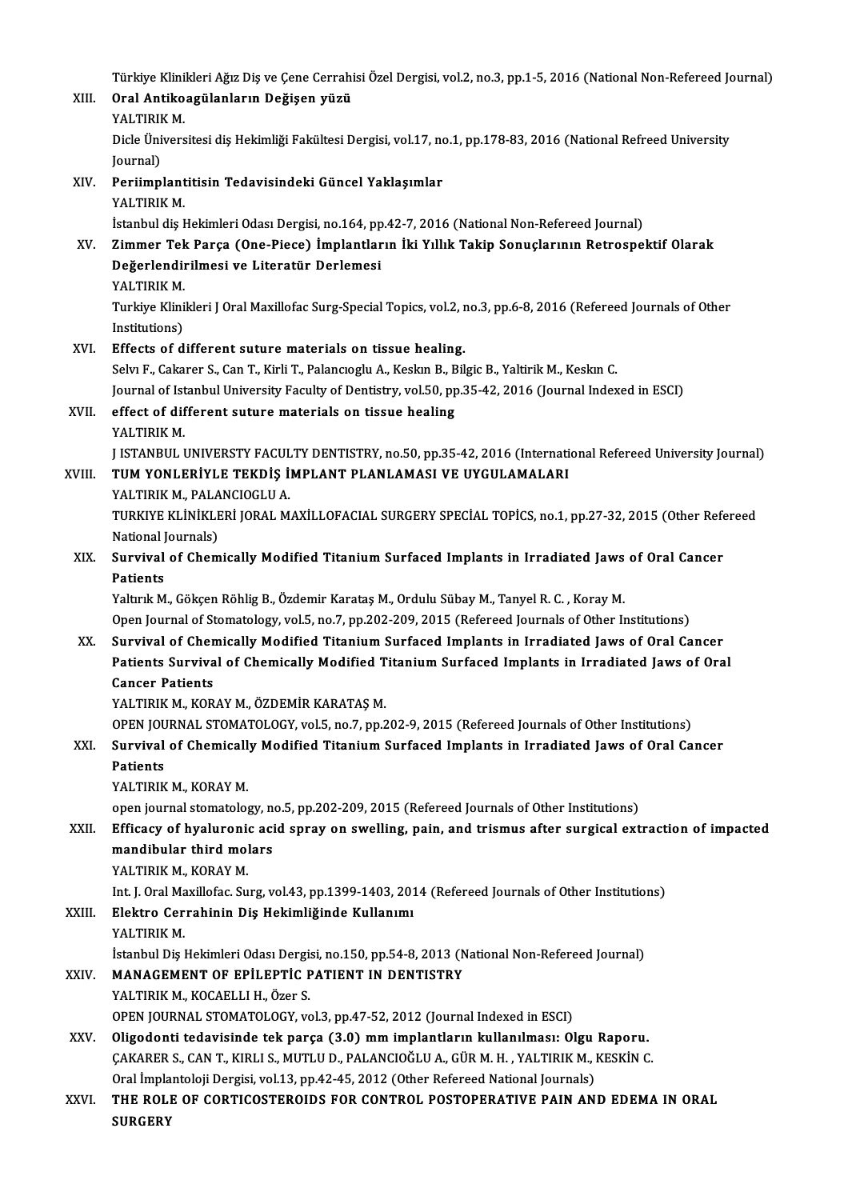Türkiye Klinikleri Ağız Diş ve Çene Cerrahisi Özel Dergisi, vol.2, no.3, pp.1-5, 2016 (National Non-Refereed Journal)

XIII. **Oral Antikoagülanların Değişen yüzü**
YALTIRIK M.
Dicle Üniversitesi diş Hekimliği Fakültesi Dergisi, vol.17, no.1, pp.178-83, 2016 (National Refreed University Journal)

XIV. **Periimplantitisin Tedavisindeki Güncel Yaklaşımlar**
YALTIRIK M.
İstanbul diş Hekimleri Odası Dergisi, no.164, pp.42-7, 2016 (National Non-Refereed Journal)

XV. **Zimmer Tek Parça (One-Piece) İmplantların İki Yıllık Takip Sonuçlarının Retrospektif Olarak Değerlendirilmesi ve Literatür Derlemesi**
YALTIRIK M.
Turkiye Klinikleri J Oral Maxillofac Surg-Special Topics, vol.2, no.3, pp.6-8, 2016 (Refereed Journals of Other Institutions)

XVI. **Effects of different suture materials on tissue healing.**
Selvı F., Cakarer S., Can T., Kirli T., Palancıoglu A., Keskın B., Bilgic B., Yaltirik M., Keskın C.
Journal of Istanbul University Faculty of Dentistry, vol.50, pp.35-42, 2016 (Journal Indexed in ESCI)

XVII. **effect of different suture materials on tissue healing**
YALTIRIK M.
J ISTANBUL UNIVERSTY FACULTY DENTISTRY, no.50, pp.35-42, 2016 (International Refereed University Journal)

XVIII. **TUM YONLERİYLE TEKDİŞ İMPLANT PLANLAMASI VE UYGULAMALARI**
YALTIRIK M., PALANCIOGLU A.
TURKIYE KLİNİKLERİ JORAL MAXİLLOFACIAL SURGERY SPECİAL TOPİCS, no.1, pp.27-32, 2015 (Other Refereed National Journals)

XIX. **Survival of Chemically Modified Titanium Surfaced Implants in Irradiated Jaws of Oral Cancer Patients**
Yaltırık M., Gökçen Röhlig B., Özdemir Karataş M., Ordulu Sübay M., Tanyel R. C. , Koray M.
Open Journal of Stomatology, vol.5, no.7, pp.202-209, 2015 (Refereed Journals of Other Institutions)

XX. **Survival of Chemically Modified Titanium Surfaced Implants in Irradiated Jaws of Oral Cancer Patients Survival of Chemically Modified Titanium Surfaced Implants in Irradiated Jaws of Oral Cancer Patients**
YALTIRIK M., KORAY M., ÖZDEMİR KARATAŞ M.
OPEN JOURNAL STOMATOLOGY, vol.5, no.7, pp.202-9, 2015 (Refereed Journals of Other Institutions)

XXI. **Survival of Chemically Modified Titanium Surfaced Implants in Irradiated Jaws of Oral Cancer Patients**
YALTIRIK M., KORAY M.
open journal stomatology, no.5, pp.202-209, 2015 (Refereed Journals of Other Institutions)

XXII. **Efficacy of hyaluronic acid spray on swelling, pain, and trismus after surgical extraction of impacted mandibular third molars**
YALTIRIK M., KORAY M.
Int. J. Oral Maxillofac. Surg, vol.43, pp.1399-1403, 2014 (Refereed Journals of Other Institutions)

XXIII. **Elektro Cerrahinin Diş Hekimliğinde Kullanımı**
YALTIRIK M.
İstanbul Diş Hekimleri Odası Dergisi, no.150, pp.54-8, 2013 (National Non-Refereed Journal)

XXIV. **MANAGEMENT OF EPİLEPTİC PATIENT IN DENTISTRY**
YALTIRIK M., KOCAELLI H., Özer S.
OPEN JOURNAL STOMATOLOGY, vol.3, pp.47-52, 2012 (Journal Indexed in ESCI)

XXV. **Oligodonti tedavisinde tek parça (3.0) mm implantların kullanılması: Olgu Raporu.**
ÇAKARER S., CAN T., KIRLI S., MUTLU D., PALANCIOĞLU A., GÜR M. H. , YALTIRIK M., KESKİN C.
Oral İmplantoloji Dergisi, vol.13, pp.42-45, 2012 (Other Refereed National Journals)

XXVI. **THE ROLE OF CORTICOSTEROIDS FOR CONTROL POSTOPERATIVE PAIN AND EDEMA IN ORAL SURGERY**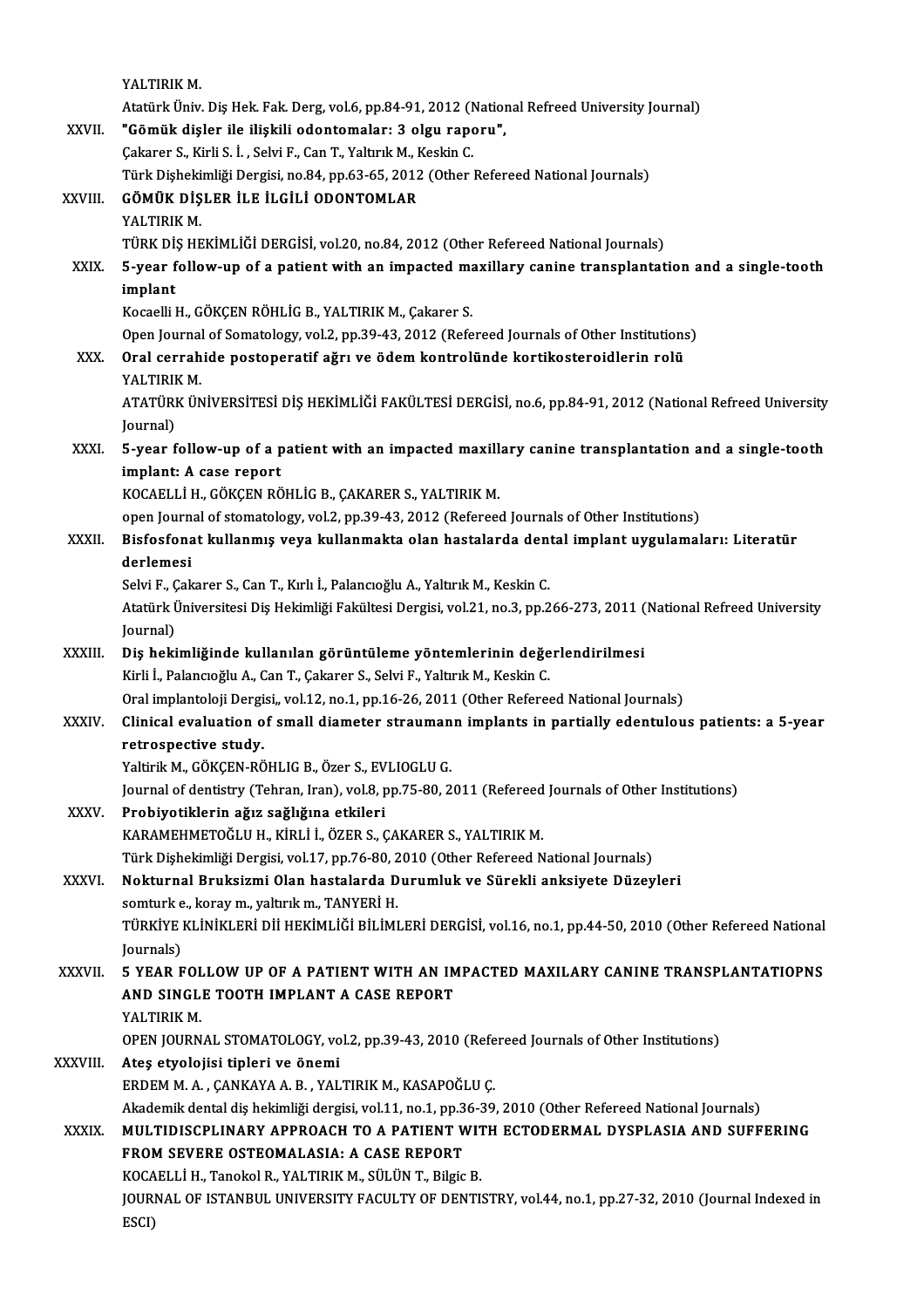YALTIRIK M.
Atatürk Üniv. Diş Hek. Fak. Derg, vol.6, pp.84-91, 2012 (National Refreed University Journal)

XXVII. **"Gömük dişler ile ilişkili odontomalar: 3 olgu raporu",**
Çakarer S., Kirli S. İ. , Selvi F., Can T., Yaltırık M., Keskin C.
Türk Dişhekimliği Dergisi, no.84, pp.63-65, 2012 (Other Refereed National Journals)

XXVIII. **GÖMÜK DİŞLER İLE İLGİLİ ODONTOMLAR**
YALTIRIK M.
TÜRK DİŞ HEKİMLİĞİ DERGİSİ, vol.20, no.84, 2012 (Other Refereed National Journals)

XXIX. **5-year follow-up of a patient with an impacted maxillary canine transplantation and a single-tooth implant**
Kocaelli H., GÖKÇEN RÖHLİG B., YALTIRIK M., Çakarer S.
Open Journal of Somatology, vol.2, pp.39-43, 2012 (Refereed Journals of Other Institutions)

XXX. **Oral cerrahide postoperatif ağrı ve ödem kontrolünde kortikosteroidlerin rolü**
YALTIRIK M.
ATATÜRK ÜNİVERSİTESİ DİŞ HEKİMLİĞİ FAKÜLTESİ DERGİSİ, no.6, pp.84-91, 2012 (National Refreed University Journal)

XXXI. **5-year follow-up of a patient with an impacted maxillary canine transplantation and a single-tooth implant: A case report**
KOCAELLİ H., GÖKÇEN RÖHLİG B., ÇAKARER S., YALTIRIK M.
open Journal of stomatology, vol.2, pp.39-43, 2012 (Refereed Journals of Other Institutions)

XXXII. **Bisfosfonat kullanmış veya kullanmakta olan hastalarda dental implant uygulamaları: Literatür derlemesi**
Selvi F., Çakarer S., Can T., Kırlı İ., Palancıoğlu A., Yaltırık M., Keskin C.
Atatürk Üniversitesi Diş Hekimliği Fakültesi Dergisi, vol.21, no.3, pp.266-273, 2011 (National Refreed University Journal)

XXXIII. **Diş hekimliğinde kullanılan görüntüleme yöntemlerinin değerlendirilmesi**
Kirli İ., Palancıoğlu A., Can T., Çakarer S., Selvi F., Yaltırık M., Keskin C.
Oral implantoloji Dergisi,, vol.12, no.1, pp.16-26, 2011 (Other Refereed National Journals)

XXXIV. **Clinical evaluation of small diameter straumann implants in partially edentulous patients: a 5-year retrospective study.**
Yaltirik M., GÖKÇEN-RÖHLIG B., Özer S., EVLIOGLU G.
Journal of dentistry (Tehran, Iran), vol.8, pp.75-80, 2011 (Refereed Journals of Other Institutions)

XXXV. **Probiyotiklerin ağız sağlığına etkileri**
KARAMEHMETOĞLU H., KİRLİ İ., ÖZER S., ÇAKARER S., YALTIRIK M.
Türk Dişhekimliği Dergisi, vol.17, pp.76-80, 2010 (Other Refereed National Journals)

XXXVI. **Nokturnal Bruksizmi Olan hastalarda Durumluk ve Sürekli anksiyete Düzeyleri**
somturk e., koray m., yaltırık m., TANYERİ H.
TÜRKİYE KLİNİKLERİ Dİİ HEKİMLİĞİ BİLİMLERİ DERGİSİ, vol.16, no.1, pp.44-50, 2010 (Other Refereed National Journals)

XXXVII. **5 YEAR FOLLOW UP OF A PATIENT WITH AN IMPACTED MAXILARY CANINE TRANSPLANTATIOPNS AND SINGLE TOOTH IMPLANT A CASE REPORT**
YALTIRIK M.
OPEN JOURNAL STOMATOLOGY, vol.2, pp.39-43, 2010 (Refereed Journals of Other Institutions)

XXXVIII. **Ateş etyolojisi tipleri ve önemi**
ERDEM M. A. , ÇANKAYA A. B. , YALTIRIK M., KASAPOĞLU Ç.
Akademik dental diş hekimliği dergisi, vol.11, no.1, pp.36-39, 2010 (Other Refereed National Journals)

XXXIX. **MULTIDISCPLINARY APPROACH TO A PATIENT WITH ECTODERMAL DYSPLASIA AND SUFFERING FROM SEVERE OSTEOMALASIA: A CASE REPORT**
KOCAELLİ H., Tanokol R., YALTIRIK M., SÜLÜN T., Bilgic B.
JOURNAL OF ISTANBUL UNIVERSITY FACULTY OF DENTISTRY, vol.44, no.1, pp.27-32, 2010 (Journal Indexed in ESCI)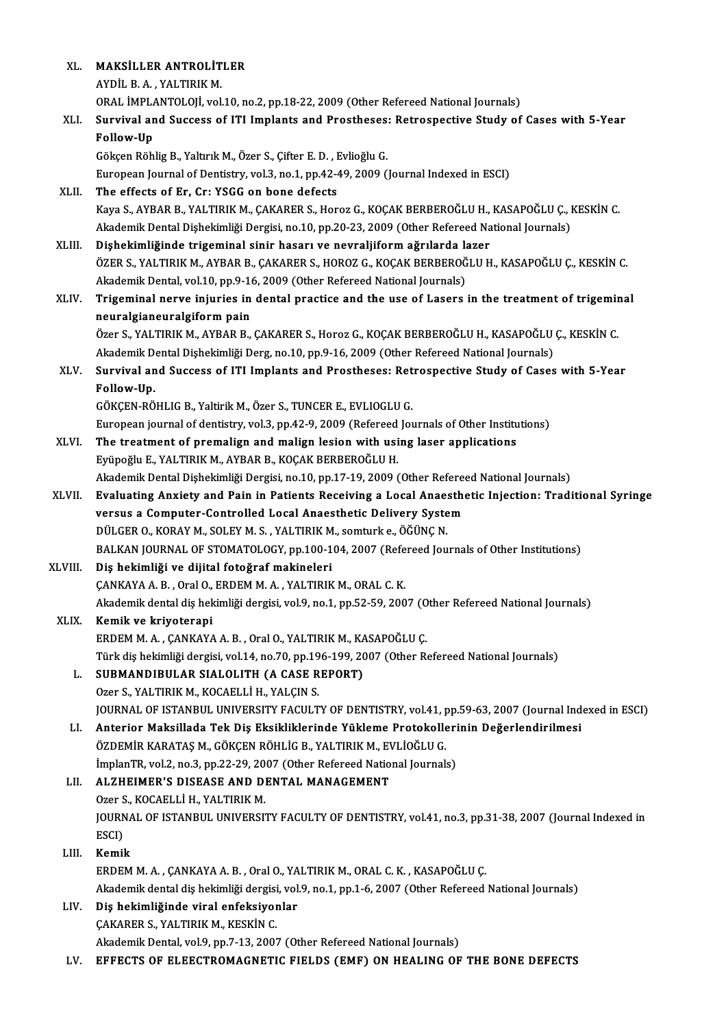XL. **MAKSİLLER ANTROLİTLER**
AYDİL B. A. , YALTIRIK M.
ORAL İMPLANTOLOJİ, vol.10, no.2, pp.18-22, 2009 (Other Refereed National Journals)

XLI. **Survival and Success of ITI Implants and Prostheses: Retrospective Study of Cases with 5-Year Follow-Up**
Gökçen Röhlig B., Yaltırık M., Özer S., Çifter E. D. , Evlioğlu G.
European Journal of Dentistry, vol.3, no.1, pp.42-49, 2009 (Journal Indexed in ESCI)

XLII. **The effects of Er, Cr: YSGG on bone defects**
Kaya S., AYBAR B., YALTIRIK M., ÇAKARER S., Horoz G., KOÇAK BERBEROĞLU H., KASAPOĞLU Ç., KESKİN C.
Akademik Dental Dişhekimliği Dergisi, no.10, pp.20-23, 2009 (Other Refereed National Journals)

XLIII. **Dişhekimliğinde trigeminal sinir hasarı ve nevraljiform ağrılarda lazer**
ÖZER S., YALTIRIK M., AYBAR B., ÇAKARER S., HOROZ G., KOÇAK BERBEROĞLU H., KASAPOĞLU Ç., KESKİN C.
Akademik Dental, vol.10, pp.9-16, 2009 (Other Refereed National Journals)

XLIV. **Trigeminal nerve injuries in dental practice and the use of Lasers in the treatment of trigeminal neuralgianeuralgiform pain**
Özer S., YALTIRIK M., AYBAR B., ÇAKARER S., Horoz G., KOÇAK BERBEROĞLU H., KASAPOĞLU Ç., KESKİN C.
Akademik Dental Dişhekimliği Derg, no.10, pp.9-16, 2009 (Other Refereed National Journals)

XLV. **Survival and Success of ITI Implants and Prostheses: Retrospective Study of Cases with 5-Year Follow-Up.**
GÖKÇEN-RÖHLIG B., Yaltirik M., Özer S., TUNCER E., EVLIOGLU G.
European journal of dentistry, vol.3, pp.42-9, 2009 (Refereed Journals of Other Institutions)

XLVI. **The treatment of premalign and malign lesion with using laser applications**
Eyüpoğlu E., YALTIRIK M., AYBAR B., KOÇAK BERBEROĞLU H.
Akademik Dental Dişhekimliği Dergisi, no.10, pp.17-19, 2009 (Other Refereed National Journals)

XLVII. **Evaluating Anxiety and Pain in Patients Receiving a Local Anaesthetic Injection: Traditional Syringe versus a Computer-Controlled Local Anaesthetic Delivery System**
DÜLGER O., KORAY M., SOLEY M. S. , YALTIRIK M., somturk e., ÖĞÜNÇ N.
BALKAN JOURNAL OF STOMATOLOGY, pp.100-104, 2007 (Refereed Journals of Other Institutions)

XLVIII. **Diş hekimliği ve dijital fotoğraf makineleri**
ÇANKAYA A. B. , Oral O., ERDEM M. A. , YALTIRIK M., ORAL C. K.
Akademik dental diş hekimliği dergisi, vol.9, no.1, pp.52-59, 2007 (Other Refereed National Journals)

XLIX. **Kemik ve kriyoterapi**
ERDEM M. A. , ÇANKAYA A. B. , Oral O., YALTIRIK M., KASAPOĞLU Ç.
Türk diş hekimliği dergisi, vol.14, no.70, pp.196-199, 2007 (Other Refereed National Journals)

L. **SUBMANDIBULAR SIALOLITH (A CASE REPORT)**
Ozer S., YALTIRIK M., KOCAELLİ H., YALÇIN S.
JOURNAL OF ISTANBUL UNIVERSITY FACULTY OF DENTISTRY, vol.41, pp.59-63, 2007 (Journal Indexed in ESCI)

LI. **Anterior Maksillada Tek Diş Eksikliklerinde Yükleme Protokollerinin Değerlendirilmesi**
ÖZDEMİR KARATAŞ M., GÖKÇEN RÖHLİG B., YALTIRIK M., EVLİOĞLU G.
İmplanTR, vol.2, no.3, pp.22-29, 2007 (Other Refereed National Journals)

LII. **ALZHEIMER'S DISEASE AND DENTAL MANAGEMENT**
Ozer S., KOCAELLİ H., YALTIRIK M.
JOURNAL OF ISTANBUL UNIVERSITY FACULTY OF DENTISTRY, vol.41, no.3, pp.31-38, 2007 (Journal Indexed in ESCI)

LIII. **Kemik**
ERDEM M. A. , ÇANKAYA A. B. , Oral O., YALTIRIK M., ORAL C. K. , KASAPOĞLU Ç.
Akademik dental diş hekimliği dergisi, vol.9, no.1, pp.1-6, 2007 (Other Refereed National Journals)

LIV. **Diş hekimliğinde viral enfeksiyonlar**
ÇAKARER S., YALTIRIK M., KESKİN C.
Akademik Dental, vol.9, pp.7-13, 2007 (Other Refereed National Journals)

LV. **EFFECTS OF ELEECTROMAGNETIC FIELDS (EMF) ON HEALING OF THE BONE DEFECTS**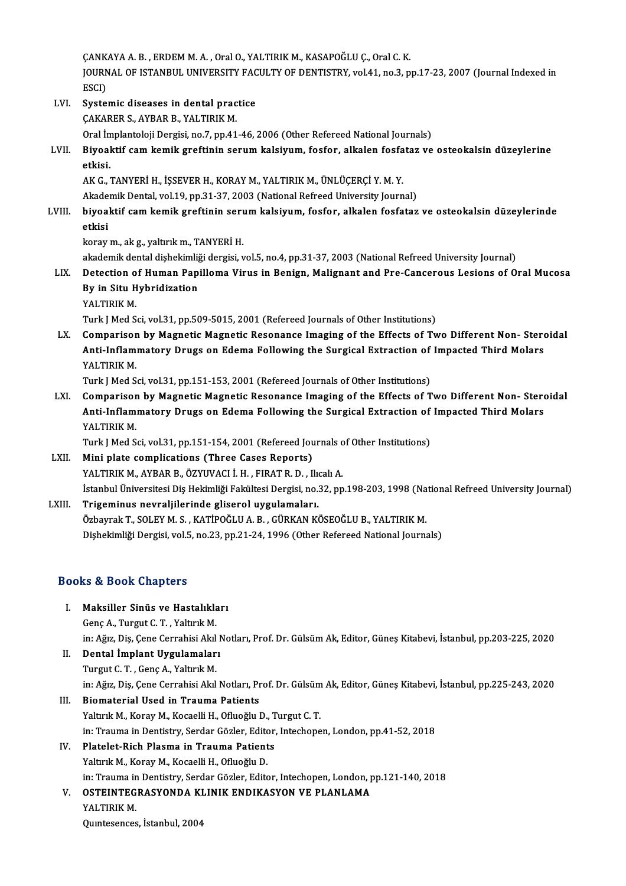ÇANKAYA A. B. , ERDEM M. A. , Oral O., YALTIRIK M., KASAPOĞLU Ç., Oral C. K.
JOURNAL OF ISTANBUL UNIVERSITY FACULTY OF DENTISTRY, vol.41, no.3, pp.17-23, 2007 (Journal Indexed in ESCI)

LVI. **Systemic diseases in dental practice**
ÇAKARER S., AYBAR B., YALTIRIK M.
Oral İmplantoloji Dergisi, no.7, pp.41-46, 2006 (Other Refereed National Journals)

LVII. **Biyoaktif cam kemik greftinin serum kalsiyum, fosfor, alkalen fosfataz ve osteokalsin düzeylerine etkisi.**
AK G., TANYERİ H., İŞSEVER H., KORAY M., YALTIRIK M., ÜNLÜÇERÇİ Y. M. Y.
Akademik Dental, vol.19, pp.31-37, 2003 (National Refreed University Journal)

LVIII. **biyoaktif cam kemik greftinin serum kalsiyum, fosfor, alkalen fosfataz ve osteokalsin düzeylerinde etkisi**
koray m., ak g., yaltırık m., TANYERİ H.
akademik dental dişhekimliği dergisi, vol.5, no.4, pp.31-37, 2003 (National Refreed University Journal)

LIX. **Detection of Human Papilloma Virus in Benign, Malignant and Pre-Cancerous Lesions of Oral Mucosa By in Situ Hybridization**
YALTIRIK M.
Turk J Med Sci, vol.31, pp.509-5015, 2001 (Refereed Journals of Other Institutions)

LX. **Comparison by Magnetic Magnetic Resonance Imaging of the Effects of Two Different Non- Steroidal Anti-Inflammatory Drugs on Edema Following the Surgical Extraction of Impacted Third Molars**
YALTIRIK M.
Turk J Med Sci, vol.31, pp.151-153, 2001 (Refereed Journals of Other Institutions)

LXI. **Comparison by Magnetic Magnetic Resonance Imaging of the Effects of Two Different Non- Steroidal Anti-Inflammatory Drugs on Edema Following the Surgical Extraction of Impacted Third Molars**
YALTIRIK M.
Turk J Med Sci, vol.31, pp.151-154, 2001 (Refereed Journals of Other Institutions)

LXII. **Mini plate complications (Three Cases Reports)**
YALTIRIK M., AYBAR B., ÖZYUVACI İ. H. , FIRAT R. D. , Ilıcalı A.
İstanbul Üniversitesi Diş Hekimliği Fakültesi Dergisi, no.32, pp.198-203, 1998 (National Refreed University Journal)

LXIII. **Trigeminus nevraljilerinde gliserol uygulamaları.**
Özbayrak T., SOLEY M. S. , KATİPOĞLU A. B. , GÜRKAN KÖSEOĞLU B., YALTIRIK M.
Dişhekimliği Dergisi, vol.5, no.23, pp.21-24, 1996 (Other Refereed National Journals)

## Books & Book Chapters

I. **Maksiller Sinüs ve Hastalıkları**
Genç A., Turgut C. T. , Yaltırık M.
in: Ağız, Diş, Çene Cerrahisi Akıl Notları, Prof. Dr. Gülsüm Ak, Editor, Güneş Kitabevi, İstanbul, pp.203-225, 2020

II. **Dental İmplant Uygulamaları**
Turgut C. T. , Genç A., Yaltırık M.
in: Ağız, Diş, Çene Cerrahisi Akıl Notları, Prof. Dr. Gülsüm Ak, Editor, Güneş Kitabevi, İstanbul, pp.225-243, 2020

III. **Biomaterial Used in Trauma Patients**
Yaltırık M., Koray M., Kocaelli H., Ofluoğlu D., Turgut C. T.
in: Trauma in Dentistry, Serdar Gözler, Editor, Intechopen, London, pp.41-52, 2018

IV. **Platelet-Rich Plasma in Trauma Patients**
Yaltırık M., Koray M., Kocaelli H., Ofluoğlu D.
in: Trauma in Dentistry, Serdar Gözler, Editor, Intechopen, London, pp.121-140, 2018

V. **OSTEINTEGRASYONDA KLINIK ENDIKASYON VE PLANLAMA**
YALTIRIK M.
Quıntesences, İstanbul, 2004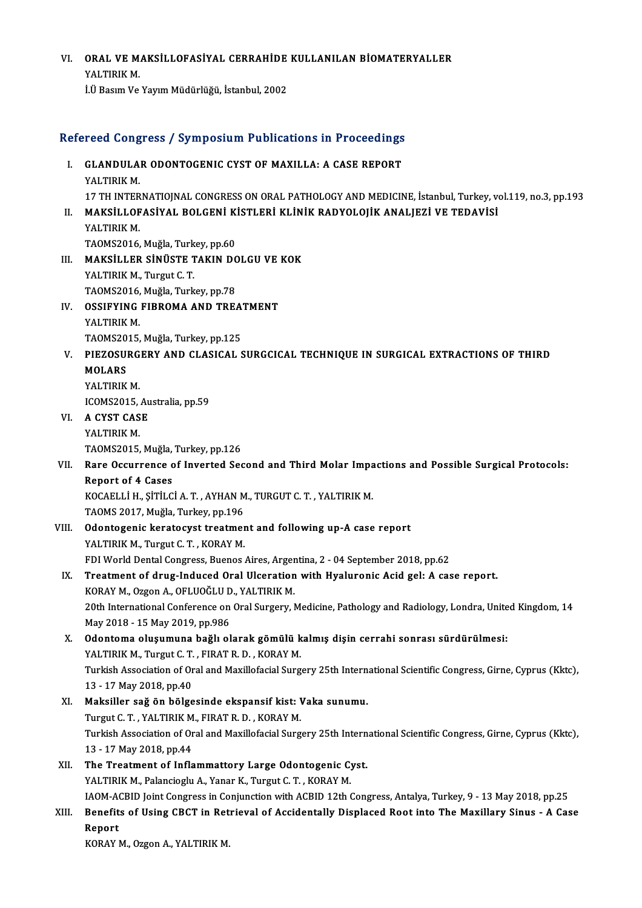VI. **ORAL VE MAKSİLLOFASİYAL CERRAHİDE KULLANILAN BİOMATERYALLER**
YALTIRIK M.
İ.Ü Basım Ve Yayım Müdürlüğü, İstanbul, 2002

## Refereed Congress / Symposium Publications in Proceedings

I. **GLANDULAR ODONTOGENIC CYST OF MAXILLA: A CASE REPORT**
YALTIRIK M.
17 TH INTERNATIOJNAL CONGRESS ON ORAL PATHOLOGY AND MEDICINE, İstanbul, Turkey, vol.119, no.3, pp.193

II. **MAKSİLLOFASİYAL BOLGENİ KİSTLERİ KLİNİK RADYOLOJİK ANALJEZİ VE TEDAVİSİ**
YALTIRIK M.
TAOMS2016, Muğla, Turkey, pp.60

III. **MAKSİLLER SİNÜSTE TAKIN DOLGU VE KOK**
YALTIRIK M., Turgut C. T.
TAOMS2016, Muğla, Turkey, pp.78

IV. **OSSIFYING FIBROMA AND TREATMENT**
YALTIRIK M.
TAOMS2015, Muğla, Turkey, pp.125

V. **PIEZOSURGERY AND CLASICAL SURGCICAL TECHNIQUE IN SURGICAL EXTRACTIONS OF THIRD MOLARS**
YALTIRIK M.
ICOMS2015, Australia, pp.59

VI. **A CYST CASE**
YALTIRIK M.
TAOMS2015, Muğla, Turkey, pp.126

VII. **Rare Occurrence of Inverted Second and Third Molar Impactions and Possible Surgical Protocols: Report of 4 Cases**
KOCAELLİ H., ŞİTİLCİ A. T. , AYHAN M., TURGUT C. T. , YALTIRIK M.
TAOMS 2017, Muğla, Turkey, pp.196

VIII. **Odontogenic keratocyst treatment and following up-A case report**
YALTIRIK M., Turgut C. T. , KORAY M.
FDI World Dental Congress, Buenos Aires, Argentina, 2 - 04 September 2018, pp.62

IX. **Treatment of drug-Induced Oral Ulceration with Hyaluronic Acid gel: A case report.**
KORAY M., Ozgon A., OFLUOĞLU D., YALTIRIK M.
20th International Conference on Oral Surgery, Medicine, Pathology and Radiology, Londra, United Kingdom, 14 May 2018 - 15 May 2019, pp.986

X. **Odontoma oluşumuna bağlı olarak gömülü kalmış dişin cerrahi sonrası sürdürülmesi:**
YALTIRIK M., Turgut C. T. , FIRAT R. D. , KORAY M.
Turkish Association of Oral and Maxillofacial Surgery 25th International Scientific Congress, Girne, Cyprus (Kktc), 13 - 17 May 2018, pp.40

XI. **Maksiller sağ ön bölgesinde ekspansif kist: Vaka sunumu.**
Turgut C. T. , YALTIRIK M., FIRAT R. D. , KORAY M.
Turkish Association of Oral and Maxillofacial Surgery 25th International Scientific Congress, Girne, Cyprus (Kktc), 13 - 17 May 2018, pp.44

XII. **The Treatment of Inflammattory Large Odontogenic Cyst.**
YALTIRIK M., Palancioglu A., Yanar K., Turgut C. T. , KORAY M.
IAOM-ACBID Joint Congress in Conjunction with ACBID 12th Congress, Antalya, Turkey, 9 - 13 May 2018, pp.25

XIII. **Benefits of Using CBCT in Retrieval of Accidentally Displaced Root into The Maxillary Sinus - A Case Report**
KORAY M., Ozgon A., YALTIRIK M.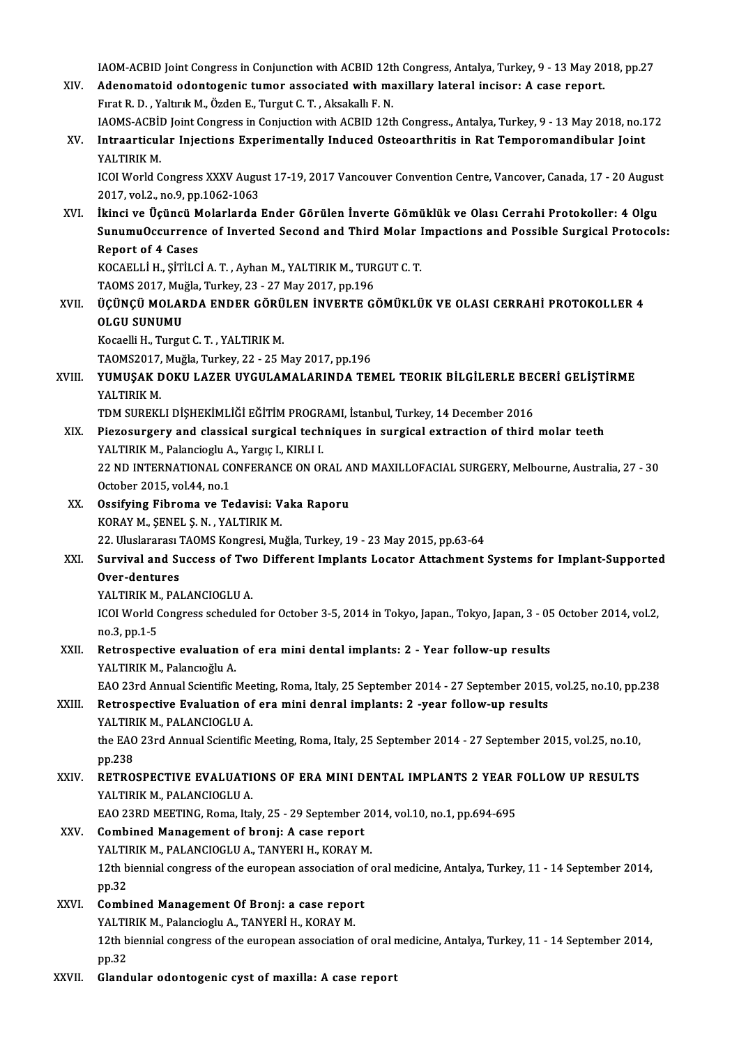IAOM-ACBID Joint Congress in Conjunction with ACBID 12th Congress, Antalya, Turkey, 9 - 13 May 2018, pp.27

XIV. **Adenomatoid odontogenic tumor associated with maxillary lateral incisor: A case report.**
Fırat R. D. , Yaltırık M., Özden E., Turgut C. T. , Aksakallı F. N.
IAOMS-ACBİD Joint Congress in Conjuction with ACBID 12th Congress., Antalya, Turkey, 9 - 13 May 2018, no.172

XV. **Intraarticular Injections Experimentally Induced Osteoarthritis in Rat Temporomandibular Joint**
YALTIRIK M.
ICOI World Congress XXXV August 17-19, 2017 Vancouver Convention Centre, Vancover, Canada, 17 - 20 August 2017, vol.2., no.9, pp.1062-1063

XVI. **İkinci ve Üçüncü Molarlarda Ender Görülen İnverte Gömüklük ve Olası Cerrahi Protokoller: 4 Olgu SunumuOccurrence of Inverted Second and Third Molar Impactions and Possible Surgical Protocols: Report of 4 Cases**
KOCAELLİ H., ŞİTİLCİ A. T. , Ayhan M., YALTIRIK M., TURGUT C. T.
TAOMS 2017, Muğla, Turkey, 23 - 27 May 2017, pp.196

XVII. **ÜÇÜNCÜ MOLARDA ENDER GÖRÜLEN İNVERTE GÖMÜKLÜK VE OLASI CERRAHİ PROTOKOLLER 4 OLGU SUNUMU**
Kocaelli H., Turgut C. T. , YALTIRIK M.
TAOMS2017, Muğla, Turkey, 22 - 25 May 2017, pp.196

XVIII. **YUMUŞAK DOKU LAZER UYGULAMALARINDA TEMEL TEORIK BİLGİLERLE BECERİ GELİŞTİRME**
YALTIRIK M.
TDM SUREKLI DİŞHEKİMLİĞİ EĞİTİM PROGRAMI, İstanbul, Turkey, 14 December 2016

XIX. **Piezosurgery and classical surgical techniques in surgical extraction of third molar teeth**
YALTIRIK M., Palancioglu A., Yargıç I., KIRLI I.
22 ND INTERNATIONAL CONFERANCE ON ORAL AND MAXILLOFACIAL SURGERY, Melbourne, Australia, 27 - 30 October 2015, vol.44, no.1

XX. **Ossifying Fibroma ve Tedavisi: Vaka Raporu**
KORAY M., ŞENEL Ş. N. , YALTIRIK M.
22. Uluslararası TAOMS Kongresi, Muğla, Turkey, 19 - 23 May 2015, pp.63-64

XXI. **Survival and Success of Two Different Implants Locator Attachment Systems for Implant-Supported Over-dentures**
YALTIRIK M., PALANCIOGLU A.
ICOI World Congress scheduled for October 3-5, 2014 in Tokyo, Japan., Tokyo, Japan, 3 - 05 October 2014, vol.2, no.3, pp.1-5

XXII. **Retrospective evaluation of era mini dental implants: 2 - Year follow-up results**
YALTIRIK M., Palancıoğlu A.
EAO 23rd Annual Scientific Meeting, Roma, Italy, 25 September 2014 - 27 September 2015, vol.25, no.10, pp.238

XXIII. **Retrospective Evaluation of era mini denral implants: 2 -year follow-up results**
YALTIRIK M., PALANCIOGLU A.
the EAO 23rd Annual Scientific Meeting, Roma, Italy, 25 September 2014 - 27 September 2015, vol.25, no.10, pp.238

XXIV. **RETROSPECTIVE EVALUATIONS OF ERA MINI DENTAL IMPLANTS 2 YEAR FOLLOW UP RESULTS**
YALTIRIK M., PALANCIOGLU A.
EAO 23RD MEETING, Roma, Italy, 25 - 29 September 2014, vol.10, no.1, pp.694-695

XXV. **Combined Management of bronj: A case report**
YALTIRIK M., PALANCIOGLU A., TANYERI H., KORAY M.
12th biennial congress of the european association of oral medicine, Antalya, Turkey, 11 - 14 September 2014, pp.32

XXVI. **Combined Management Of Bronj: a case report**
YALTIRIK M., Palancioglu A., TANYERİ H., KORAY M.
12th biennial congress of the european association of oral medicine, Antalya, Turkey, 11 - 14 September 2014, pp.32

XXVII. **Glandular odontogenic cyst of maxilla: A case report**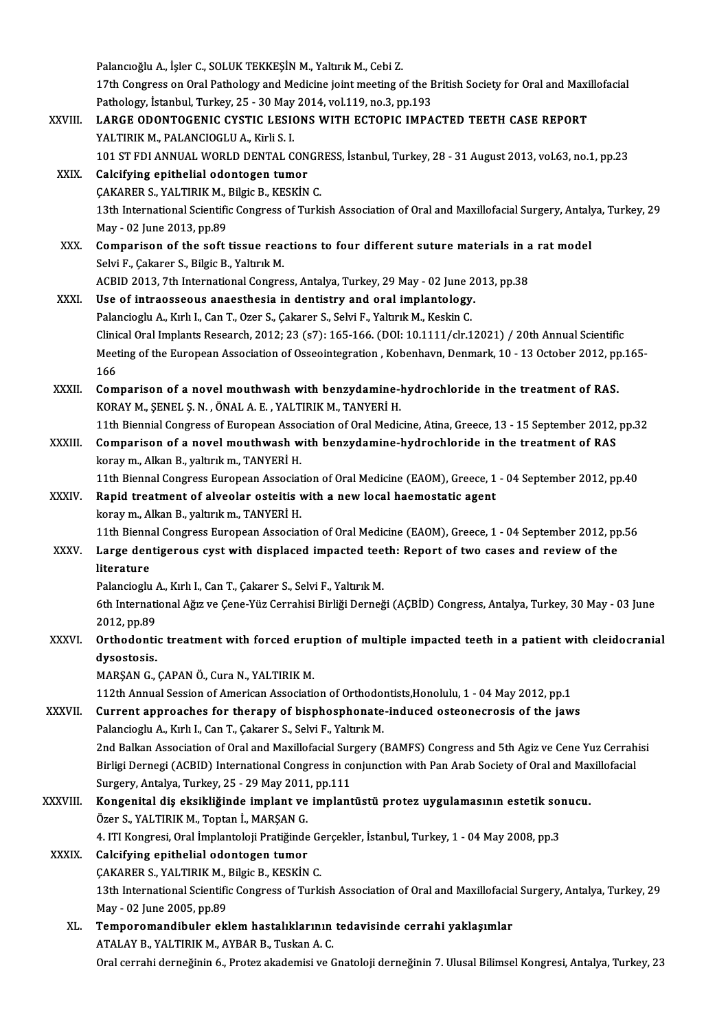Palancıoğlu A., İşler C., SOLUK TEKKEŞİN M., Yaltırık M., Cebi Z.
17th Congress on Oral Pathology and Medicine joint meeting of the British Society for Oral and Maxillofacial Pathology, İstanbul, Turkey, 25 - 30 May 2014, vol.119, no.3, pp.193

XXVIII. **LARGE ODONTOGENIC CYSTIC LESIONS WITH ECTOPIC IMPACTED TEETH CASE REPORT**
YALTIRIK M., PALANCIOGLU A., Kirli S. I.
101 ST FDI ANNUAL WORLD DENTAL CONGRESS, İstanbul, Turkey, 28 - 31 August 2013, vol.63, no.1, pp.23

XXIX. **Calcifying epithelial odontogen tumor**
ÇAKARER S., YALTIRIK M., Bilgic B., KESKİN C.
13th International Scientific Congress of Turkish Association of Oral and Maxillofacial Surgery, Antalya, Turkey, 29 May - 02 June 2013, pp.89

XXX. **Comparison of the soft tissue reactions to four different suture materials in a rat model**
Selvi F., Çakarer S., Bilgic B., Yaltırık M.
ACBID 2013, 7th International Congress, Antalya, Turkey, 29 May - 02 June 2013, pp.38

XXXI. **Use of intraosseous anaesthesia in dentistry and oral implantology.**
Palancioglu A., Kırlı I., Can T., Ozer S., Çakarer S., Selvi F., Yaltırık M., Keskin C.
Clinical Oral Implants Research, 2012; 23 (s7): 165-166. (DOI: 10.1111/clr.12021) / 20th Annual Scientific Meeting of the European Association of Osseointegration , Kobenhavn, Denmark, 10 - 13 October 2012, pp.165-166

XXXII. **Comparison of a novel mouthwash with benzydamine-hydrochloride in the treatment of RAS.**
KORAY M., ŞENEL Ş. N. , ÖNAL A. E. , YALTIRIK M., TANYERİ H.
11th Biennial Congress of European Association of Oral Medicine, Atina, Greece, 13 - 15 September 2012, pp.32

XXXIII. **Comparison of a novel mouthwash with benzydamine-hydrochloride in the treatment of RAS**
koray m., Alkan B., yaltırık m., TANYERİ H.
11th Biennal Congress European Association of Oral Medicine (EAOM), Greece, 1 - 04 September 2012, pp.40

XXXIV. **Rapid treatment of alveolar osteitis with a new local haemostatic agent**
koray m., Alkan B., yaltırık m., TANYERİ H.
11th Biennal Congress European Association of Oral Medicine (EAOM), Greece, 1 - 04 September 2012, pp.56

XXXV. **Large dentigerous cyst with displaced impacted teeth: Report of two cases and review of the literature**
Palancioglu A., Kırlı I., Can T., Çakarer S., Selvi F., Yaltırık M.
6th International Ağız ve Çene-Yüz Cerrahisi Birliği Derneği (AÇBİD) Congress, Antalya, Turkey, 30 May - 03 June 2012, pp.89

XXXVI. **Orthodontic treatment with forced eruption of multiple impacted teeth in a patient with cleidocranial dysostosis.**
MARŞAN G., ÇAPAN Ö., Cura N., YALTIRIK M.
112th Annual Session of American Association of Orthodontists,Honolulu, 1 - 04 May 2012, pp.1

XXXVII. **Current approaches for therapy of bisphosphonate-induced osteonecrosis of the jaws**
Palancioglu A., Kırlı I., Can T., Çakarer S., Selvi F., Yaltırık M.
2nd Balkan Association of Oral and Maxillofacial Surgery (BAMFS) Congress and 5th Agiz ve Cene Yuz Cerrahisi Birligi Dernegi (ACBID) International Congress in conjunction with Pan Arab Society of Oral and Maxillofacial Surgery, Antalya, Turkey, 25 - 29 May 2011, pp.111

XXXVIII. **Kongenital diş eksikliğinde implant ve implantüstü protez uygulamasının estetik sonucu.**
Özer S., YALTIRIK M., Toptan İ., MARŞAN G.
4. ITI Kongresi, Oral İmplantoloji Pratiğinde Gerçekler, İstanbul, Turkey, 1 - 04 May 2008, pp.3

XXXIX. **Calcifying epithelial odontogen tumor**
ÇAKARER S., YALTIRIK M., Bilgic B., KESKİN C.
13th International Scientific Congress of Turkish Association of Oral and Maxillofacial Surgery, Antalya, Turkey, 29 May - 02 June 2005, pp.89

XL. **Temporomandibuler eklem hastalıklarının tedavisinde cerrahi yaklaşımlar**
ATALAY B., YALTIRIK M., AYBAR B., Tuskan A. C.
Oral cerrahi derneğinin 6., Protez akademisi ve Gnatoloji derneğinin 7. Ulusal Bilimsel Kongresi, Antalya, Turkey, 23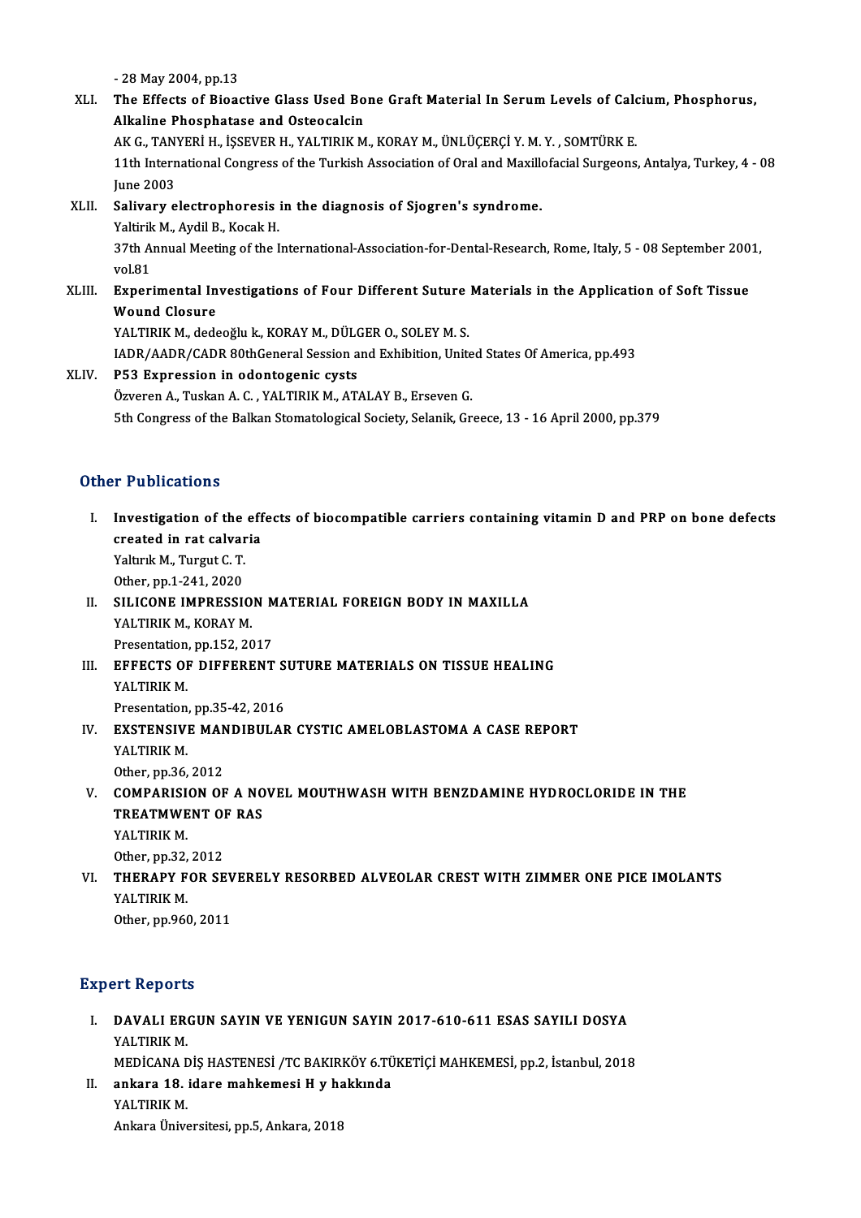- 28 May 2004, pp.13

XLI. **The Effects of Bioactive Glass Used Bone Graft Material In Serum Levels of Calcium, Phosphorus, Alkaline Phosphatase and Osteocalcin**
AK G., TANYERİ H., İŞSEVER H., YALTIRIK M., KORAY M., ÜNLÜÇERÇİ Y. M. Y. , SOMTÜRK E.
11th International Congress of the Turkish Association of Oral and Maxillofacial Surgeons, Antalya, Turkey, 4 - 08 June 2003

XLII. **Salivary electrophoresis in the diagnosis of Sjogren's syndrome.**
Yaltirik M., Aydil B., Kocak H.
37th Annual Meeting of the International-Association-for-Dental-Research, Rome, Italy, 5 - 08 September 2001, vol.81

XLIII. **Experimental Investigations of Four Different Suture Materials in the Application of Soft Tissue Wound Closure**
YALTIRIK M., dedeoğlu k., KORAY M., DÜLGER O., SOLEY M. S.
IADR/AADR/CADR 80thGeneral Session and Exhibition, United States Of America, pp.493

XLIV. **P53 Expression in odontogenic cysts**
Özveren A., Tuskan A. C. , YALTIRIK M., ATALAY B., Erseven G.
5th Congress of the Balkan Stomatological Society, Selanik, Greece, 13 - 16 April 2000, pp.379

## Other Publications

I. **Investigation of the effects of biocompatible carriers containing vitamin D and PRP on bone defects created in rat calvaria**
Yaltırık M., Turgut C. T.
Other, pp.1-241, 2020

II. **SILICONE IMPRESSION MATERIAL FOREIGN BODY IN MAXILLA**
YALTIRIK M., KORAY M.
Presentation, pp.152, 2017

III. **EFFECTS OF DIFFERENT SUTURE MATERIALS ON TISSUE HEALING**
YALTIRIK M.
Presentation, pp.35-42, 2016

IV. **EXSTENSIVE MANDIBULAR CYSTIC AMELOBLASTOMA A CASE REPORT**
YALTIRIK M.
Other, pp.36, 2012

V. **COMPARISION OF A NOVEL MOUTHWASH WITH BENZDAMINE HYDROCLORIDE IN THE TREATMWENT OF RAS**
YALTIRIK M.
Other, pp.32, 2012

VI. **THERAPY FOR SEVERELY RESORBED ALVEOLAR CREST WITH ZIMMER ONE PICE IMOLANTS**
YALTIRIK M.
Other, pp.960, 2011

## Expert Reports

I. **DAVALI ERGUN SAYIN VE YENIGUN SAYIN 2017-610-611 ESAS SAYILI DOSYA**
YALTIRIK M.
MEDİCANA DİŞ HASTENESİ /TC BAKIRKÖY 6.TÜKETİÇİ MAHKEMESİ, pp.2, İstanbul, 2018

II. **ankara 18. idare mahkemesi H y hakkında**
YALTIRIK M.
Ankara Üniversitesi, pp.5, Ankara, 2018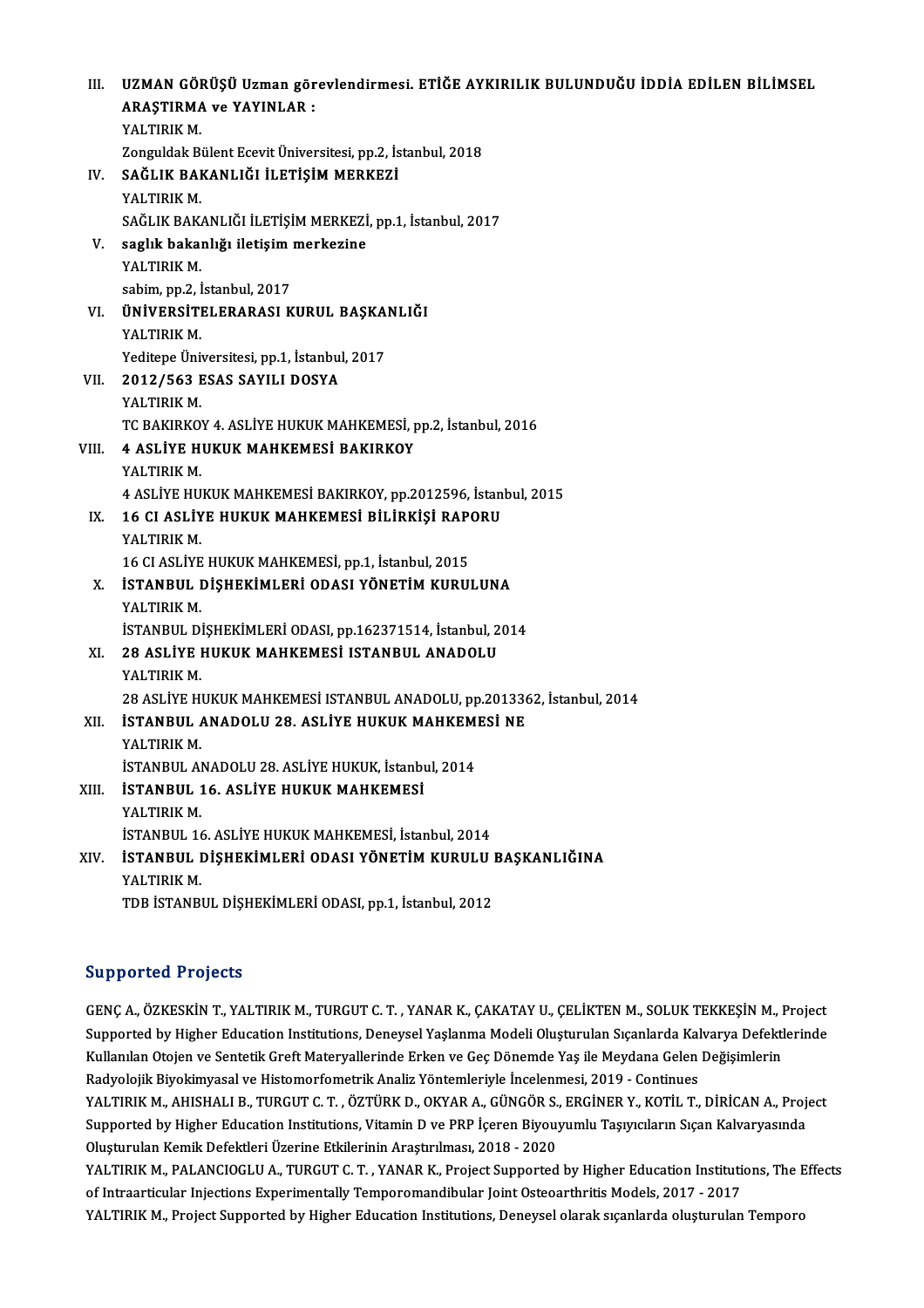III. **UZMAN GÖRÜŞÜ Uzman görevlendirmesi. ETİĞE AYKIRILIK BULUNDUĞU İDDİA EDİLEN BİLİMSEL ARAŞTIRMA ve YAYINLAR :**
YALTIRIK M.
Zonguldak Bülent Ecevit Üniversitesi, pp.2, İstanbul, 2018

IV. **SAĞLIK BAKANLIĞI İLETİŞİM MERKEZİ**
YALTIRIK M.
SAĞLIK BAKANLIĞI İLETİŞİM MERKEZİ, pp.1, İstanbul, 2017

V. **saglık bakanlığı iletişim merkezine**
YALTIRIK M.
sabim, pp.2, İstanbul, 2017

VI. **ÜNİVERSİTELERARASI KURUL BAŞKANLIĞI**
YALTIRIK M.
Yeditepe Üniversitesi, pp.1, İstanbul, 2017

VII. **2012/563 ESAS SAYILI DOSYA**
YALTIRIK M.
TC BAKIRKOY 4. ASLİYE HUKUK MAHKEMESİ, pp.2, İstanbul, 2016

VIII. **4 ASLİYE HUKUK MAHKEMESİ BAKIRKOY**
YALTIRIK M.
4 ASLİYE HUKUK MAHKEMESİ BAKIRKOY, pp.2012596, İstanbul, 2015

IX. **16 CI ASLİYE HUKUK MAHKEMESİ BİLİRKİŞİ RAPORU**
YALTIRIK M.
16 CI ASLİYE HUKUK MAHKEMESİ, pp.1, İstanbul, 2015

X. **İSTANBUL DİŞHEKİMLERİ ODASI YÖNETİM KURULUNA**
YALTIRIK M.
İSTANBUL DİŞHEKİMLERİ ODASI, pp.162371514, İstanbul, 2014

XI. **28 ASLİYE HUKUK MAHKEMESİ ISTANBUL ANADOLU**
YALTIRIK M.
28 ASLİYE HUKUK MAHKEMESİ ISTANBUL ANADOLU, pp.2013362, İstanbul, 2014

XII. **İSTANBUL ANADOLU 28. ASLİYE HUKUK MAHKEMESİ NE**
YALTIRIK M.
İSTANBUL ANADOLU 28. ASLİYE HUKUK, İstanbul, 2014

XIII. **İSTANBUL 16. ASLİYE HUKUK MAHKEMESİ**
YALTIRIK M.
İSTANBUL 16. ASLİYE HUKUK MAHKEMESİ, İstanbul, 2014

XIV. **İSTANBUL DİŞHEKİMLERİ ODASI YÖNETİM KURULU BAŞKANLIĞINA**
YALTIRIK M.
TDB İSTANBUL DİŞHEKİMLERİ ODASI, pp.1, İstanbul, 2012

## Supported Projects

GENÇ A., ÖZKESKİN T., YALTIRIK M., TURGUT C. T. , YANAR K., ÇAKATAY U., ÇELİKTEN M., SOLUK TEKKEŞİN M., Project Supported by Higher Education Institutions, Deneysel Yaşlanma Modeli Oluşturulan Sıçanlarda Kalvarya Defektlerinde Kullanılan Otojen ve Sentetik Greft Materyallerinde Erken ve Geç Dönemde Yaş ile Meydana Gelen Değişimlerin Radyolojik Biyokimyasal ve Histomorfometrik Analiz Yöntemleriyle İncelenmesi, 2019 - Continues

YALTIRIK M., AHISHALI B., TURGUT C. T. , ÖZTÜRK D., OKYAR A., GÜNGÖR S., ERGİNER Y., KOTİL T., DİRİCAN A., Project Supported by Higher Education Institutions, Vitamin D ve PRP İçeren Biyouyumlu Taşıyıcıların Sıçan Kalvaryasında Oluşturulan Kemik Defektleri Üzerine Etkilerinin Araştırılması, 2018 - 2020

YALTIRIK M., PALANCIOGLU A., TURGUT C. T. , YANAR K., Project Supported by Higher Education Institutions, The Effects of Intraarticular Injections Experimentally Temporomandibular Joint Osteoarthritis Models, 2017 - 2017

YALTIRIK M., Project Supported by Higher Education Institutions, Deneysel olarak sıçanlarda oluşturulan Temporo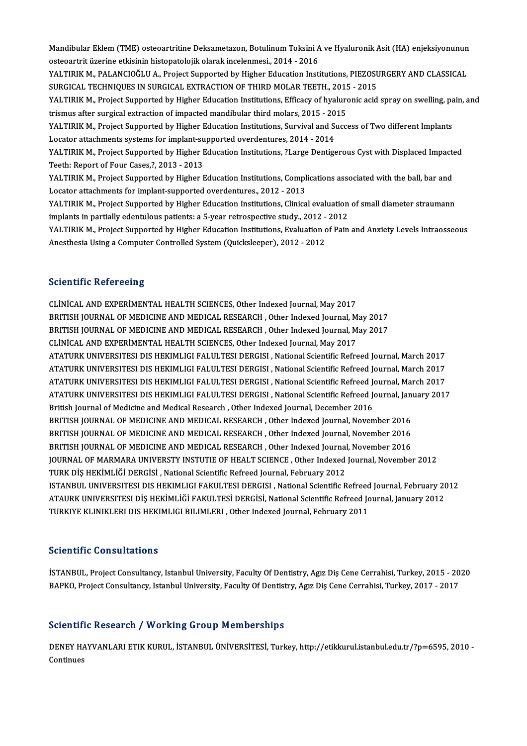Mandibular Eklem (TME) osteoartritine Deksametazon, Botulinum Toksini A ve Hyaluronik Asit (HA) enjeksiyonunun osteoartrit üzerine etkisinin histopatolojik olarak incelenmesi., 2014 - 2016

YALTIRIK M., PALANCIOĞLU A., Project Supported by Higher Education Institutions, PIEZOSURGERY AND CLASSICAL SURGICAL TECHNIQUES IN SURGICAL EXTRACTION OF THIRD MOLAR TEETH., 2015 - 2015

YALTIRIK M., Project Supported by Higher Education Institutions, Efficacy of hyaluronic acid spray on swelling, pain, and trismus after surgical extraction of impacted mandibular third molars, 2015 - 2015

YALTIRIK M., Project Supported by Higher Education Institutions, Survival and Success of Two different Implants Locator attachments systems for implant-supported overdentures, 2014 - 2014

YALTIRIK M., Project Supported by Higher Education Institutions, ?Large Dentigerous Cyst with Displaced Impacted Teeth: Report of Four Cases,?, 2013 - 2013

YALTIRIK M., Project Supported by Higher Education Institutions, Complications associated with the ball, bar and Locator attachments for implant-supported overdentures., 2012 - 2013

YALTIRIK M., Project Supported by Higher Education Institutions, Clinical evaluation of small diameter straumann implants in partially edentulous patients: a 5-year retrospective study., 2012 - 2012

YALTIRIK M., Project Supported by Higher Education Institutions, Evaluation of Pain and Anxiety Levels Intraosseous Anesthesia Using a Computer Controlled System (Quicksleeper), 2012 - 2012

## Scientific Refereeing

CLİNİCAL AND EXPERİMENTAL HEALTH SCIENCES, Other Indexed Journal, May 2017
BRITISH JOURNAL OF MEDICINE AND MEDICAL RESEARCH , Other Indexed Journal, May 2017
BRITISH JOURNAL OF MEDICINE AND MEDICAL RESEARCH , Other Indexed Journal, May 2017
CLİNİCAL AND EXPERİMENTAL HEALTH SCIENCES, Other Indexed Journal, May 2017
ATATURK UNIVERSITESI DIS HEKIMLIGI FALULTESI DERGISI , National Scientific Refreed Journal, March 2017
ATATURK UNIVERSITESI DIS HEKIMLIGI FALULTESI DERGISI , National Scientific Refreed Journal, March 2017
ATATURK UNIVERSITESI DIS HEKIMLIGI FALULTESI DERGISI , National Scientific Refreed Journal, March 2017
ATATURK UNIVERSITESI DIS HEKIMLIGI FALULTESI DERGISI , National Scientific Refreed Journal, January 2017
British Journal of Medicine and Medical Research , Other Indexed Journal, December 2016
BRITISH JOURNAL OF MEDICINE AND MEDICAL RESEARCH , Other Indexed Journal, November 2016
BRITISH JOURNAL OF MEDICINE AND MEDICAL RESEARCH , Other Indexed Journal, November 2016
BRITISH JOURNAL OF MEDICINE AND MEDICAL RESEARCH , Other Indexed Journal, November 2016
JOURNAL OF MARMARA UNIVERSTY INSTUTIE OF HEALT SCIENCE , Other Indexed Journal, November 2012
TURK DİŞ HEKİMLİĞİ DERGİSİ , National Scientific Refreed Journal, February 2012
ISTANBUL UNIVERSITESI DIS HEKIMLIGI FAKULTESI DERGISI , National Scientific Refreed Journal, February 2012
ATAURK UNIVERSITESI DİŞ HEKİMLİĞİ FAKULTESİ DERGİSİ, National Scientific Refreed Journal, January 2012
TURKIYE KLINIKLERI DIS HEKIMLIGI BILIMLERI , Other Indexed Journal, February 2011

## Scientific Consultations

İSTANBUL, Project Consultancy, Istanbul University, Faculty Of Dentistry, Agız Diş Cene Cerrahisi, Turkey, 2015 - 2020
BAPKO, Project Consultancy, Istanbul University, Faculty Of Dentistry, Agız Diş Cene Cerrahisi, Turkey, 2017 - 2017

## Scientific Research / Working Group Memberships

DENEY HAYVANLARI ETIK KURUL, İSTANBUL ÜNİVERSİTESİ, Turkey, http://etikkurul.istanbul.edu.tr/?p=6595, 2010 - Continues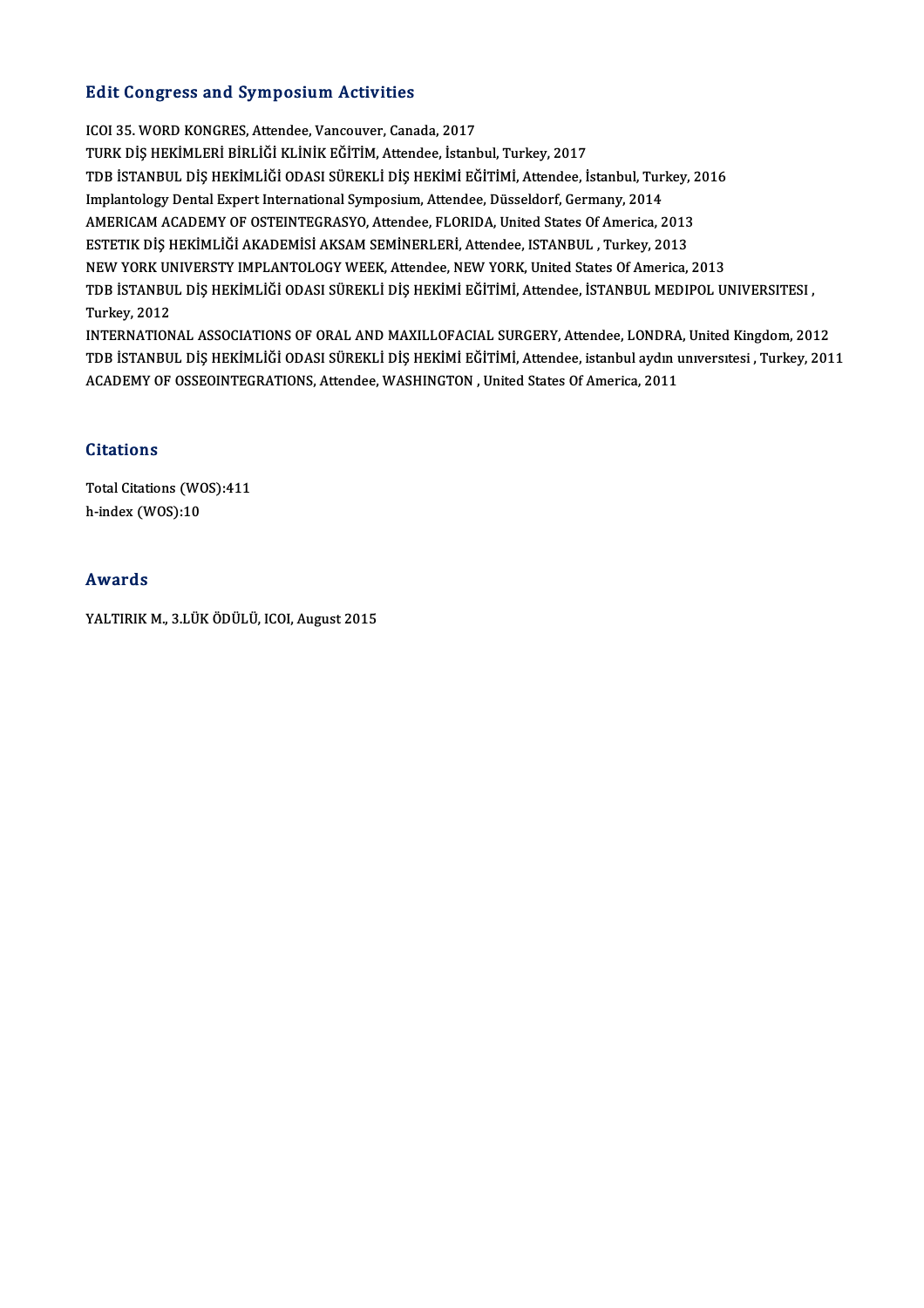## Edit Congress and Symposium Activities

ICOI 35. WORD KONGRES, Attendee, Vancouver, Canada, 2017
TURK DİŞ HEKİMLERİ BİRLİĞİ KLİNİK EĞİTİM, Attendee, İstanbul, Turkey, 2017
TDB İSTANBUL DİŞ HEKİMLİĞİ ODASI SÜREKLİ DİŞ HEKİMİ EĞİTİMİ, Attendee, İstanbul, Turkey, 2016
Implantology Dental Expert International Symposium, Attendee, Düsseldorf, Germany, 2014
AMERICAM ACADEMY OF OSTEINTEGRASYO, Attendee, FLORIDA, United States Of America, 2013
ESTETIK DİŞ HEKİMLİĞİ AKADEMİSİ AKSAM SEMİNERLERİ, Attendee, ISTANBUL , Turkey, 2013
NEW YORK UNIVERSTY IMPLANTOLOGY WEEK, Attendee, NEW YORK, United States Of America, 2013
TDB İSTANBUL DİŞ HEKİMLİĞİ ODASI SÜREKLİ DİŞ HEKİMİ EĞİTİMİ, Attendee, İSTANBUL MEDIPOL UNIVERSITESI , Turkey, 2012
INTERNATIONAL ASSOCIATIONS OF ORAL AND MAXILLOFACIAL SURGERY, Attendee, LONDRA, United Kingdom, 2012
TDB İSTANBUL DİŞ HEKİMLİĞİ ODASI SÜREKLİ DİŞ HEKİMİ EĞİTİMİ, Attendee, istanbul aydın unıversıtesi , Turkey, 2011
ACADEMY OF OSSEOINTEGRATIONS, Attendee, WASHINGTON , United States Of America, 2011

## Citations

Total Citations (WOS):411
h-index (WOS):10

## Awards

YALTIRIK M., 3.LÜK ÖDÜLÜ, ICOI, August 2015